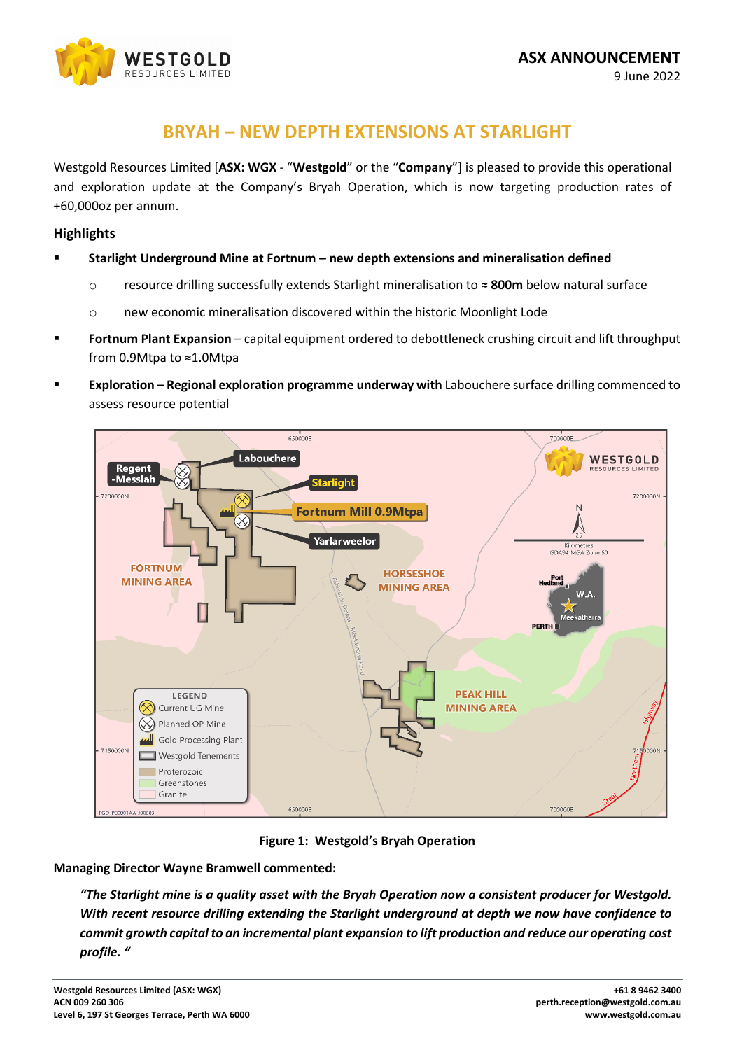ASX ANNOUNCEMENT
9 June 2022

# BRYAH – NEW DEPTH EXTENSIONS AT STARLIGHT

Westgold Resources Limited [**ASX: WGX** - "**Westgold**" or the "**Company**"] is pleased to provide this operational and exploration update at the Company's Bryah Operation, which is now targeting production rates of +60,000oz per annum.

## Highlights

- **Starlight Underground Mine at Fortnum – new depth extensions and mineralisation defined**
  - resource drilling successfully extends Starlight mineralisation to ≈ **800m** below natural surface
  - new economic mineralisation discovered within the historic Moonlight Lode
- **Fortnum Plant Expansion** – capital equipment ordered to debottleneck crushing circuit and lift throughput from 0.9Mtpa to ≈1.0Mtpa
- **Exploration – Regional exploration programme underway with** Labouchere surface drilling commenced to assess resource potential

650000E
700000E
7200000N
7150000N
Regent -Messiah
Labouchere
Starlight
Fortnum Mill 0.9Mtpa
Yarlarweelor
FORTNUM MINING AREA
HORSESHOE MINING AREA
PEAK HILL MINING AREA
Ashburton Downs - Meekatharra Road
Great Northern Highway
WESTGOLD RESOURCES LIMITED
N
25
Kilometres
GDA94 MGA Zone 50
Port Hedland
W.A.
Meekatharra
PERTH
LEGEND
Current UG Mine
Planned OP Mine
Gold Processing Plant
Westgold Tenements
Proterozoic
Greenstones
Granite
FGO-P00001AA-J00083

**Figure 1: Westgold's Bryah Operation**

**Managing Director Wayne Bramwell commented:**

***"The Starlight mine is a quality asset with the Bryah Operation now a consistent producer for Westgold. With recent resource drilling extending the Starlight underground at depth we now have confidence to commit growth capital to an incremental plant expansion to lift production and reduce our operating cost profile. "***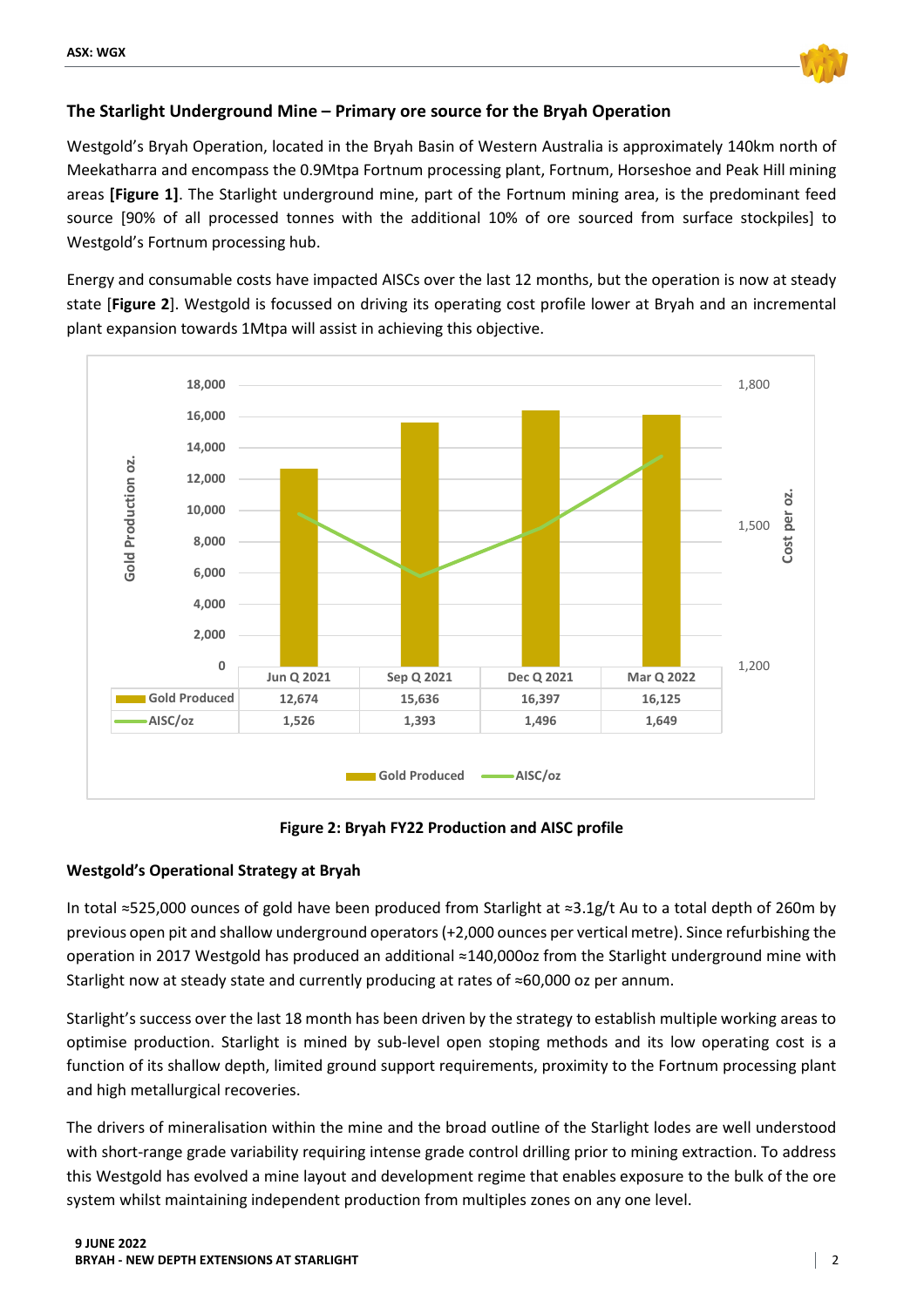## The Starlight Underground Mine – Primary ore source for the Bryah Operation

Westgold's Bryah Operation, located in the Bryah Basin of Western Australia is approximately 140km north of Meekatharra and encompass the 0.9Mtpa Fortnum processing plant, Fortnum, Horseshoe and Peak Hill mining areas **[Figure 1]**. The Starlight underground mine, part of the Fortnum mining area, is the predominant feed source [90% of all processed tonnes with the additional 10% of ore sourced from surface stockpiles] to Westgold's Fortnum processing hub.

Energy and consumable costs have impacted AISCs over the last 12 months, but the operation is now at steady state [**Figure 2**]. Westgold is focussed on driving its operating cost profile lower at Bryah and an incremental plant expansion towards 1Mtpa will assist in achieving this objective.

Gold Production oz.

18,000
16,000
14,000
12,000
10,000
8,000
6,000
4,000
2,000
0

Cost per oz.

1,800
1,500
1,200

Jun Q 2021 | Sep Q 2021 | Dec Q 2021 | Mar Q 2022

Gold Produced: 12,674 | 15,636 | 16,397 | 16,125

AISC/oz: 1,526 | 1,393 | 1,496 | 1,649

Gold Produced | AISC/oz

**Figure 2: Bryah FY22 Production and AISC profile**

### Westgold's Operational Strategy at Bryah

In total ≈525,000 ounces of gold have been produced from Starlight at ≈3.1g/t Au to a total depth of 260m by previous open pit and shallow underground operators (+2,000 ounces per vertical metre). Since refurbishing the operation in 2017 Westgold has produced an additional ≈140,000oz from the Starlight underground mine with Starlight now at steady state and currently producing at rates of ≈60,000 oz per annum.

Starlight's success over the last 18 month has been driven by the strategy to establish multiple working areas to optimise production. Starlight is mined by sub-level open stoping methods and its low operating cost is a function of its shallow depth, limited ground support requirements, proximity to the Fortnum processing plant and high metallurgical recoveries.

The drivers of mineralisation within the mine and the broad outline of the Starlight lodes are well understood with short-range grade variability requiring intense grade control drilling prior to mining extraction. To address this Westgold has evolved a mine layout and development regime that enables exposure to the bulk of the ore system whilst maintaining independent production from multiples zones on any one level.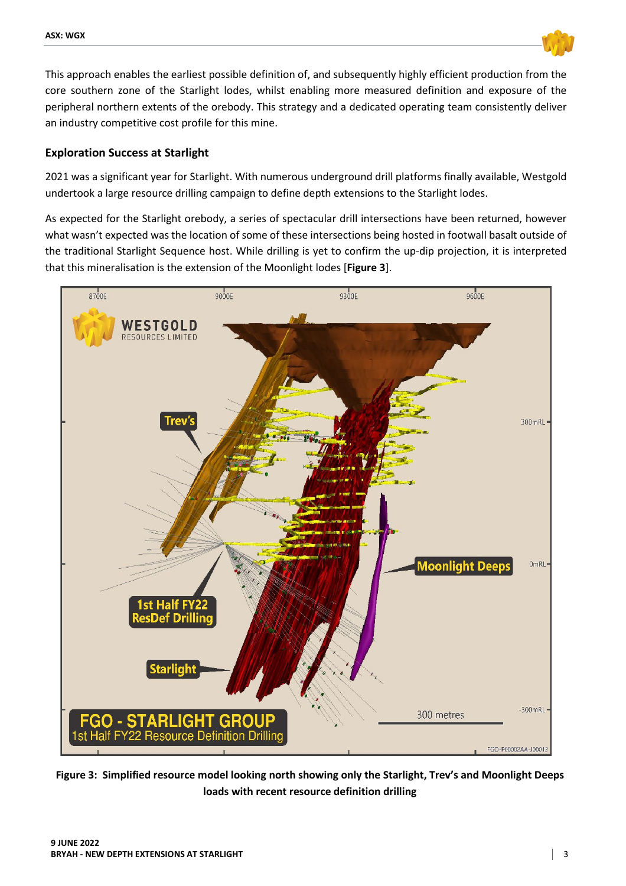This approach enables the earliest possible definition of, and subsequently highly efficient production from the core southern zone of the Starlight lodes, whilst enabling more measured definition and exposure of the peripheral northern extents of the orebody. This strategy and a dedicated operating team consistently deliver an industry competitive cost profile for this mine.

### Exploration Success at Starlight

2021 was a significant year for Starlight. With numerous underground drill platforms finally available, Westgold undertook a large resource drilling campaign to define depth extensions to the Starlight lodes.

As expected for the Starlight orebody, a series of spectacular drill intersections have been returned, however what wasn't expected was the location of some of these intersections being hosted in footwall basalt outside of the traditional Starlight Sequence host. While drilling is yet to confirm the up-dip projection, it is interpreted that this mineralisation is the extension of the Moonlight lodes [**Figure 3**].

8700E
9000E
9300E
9600E
WESTGOLD
RESOURCES LIMITED
Trev's
300mRL
0mRL
-300mRL
Moonlight Deeps
1st Half FY22
ResDef Drilling
Starlight
FGO - STARLIGHT GROUP
1st Half FY22 Resource Definition Drilling
300 metres
FGO-P00002AA-J00013

**Figure 3: Simplified resource model looking north showing only the Starlight, Trev's and Moonlight Deeps loads with recent resource definition drilling**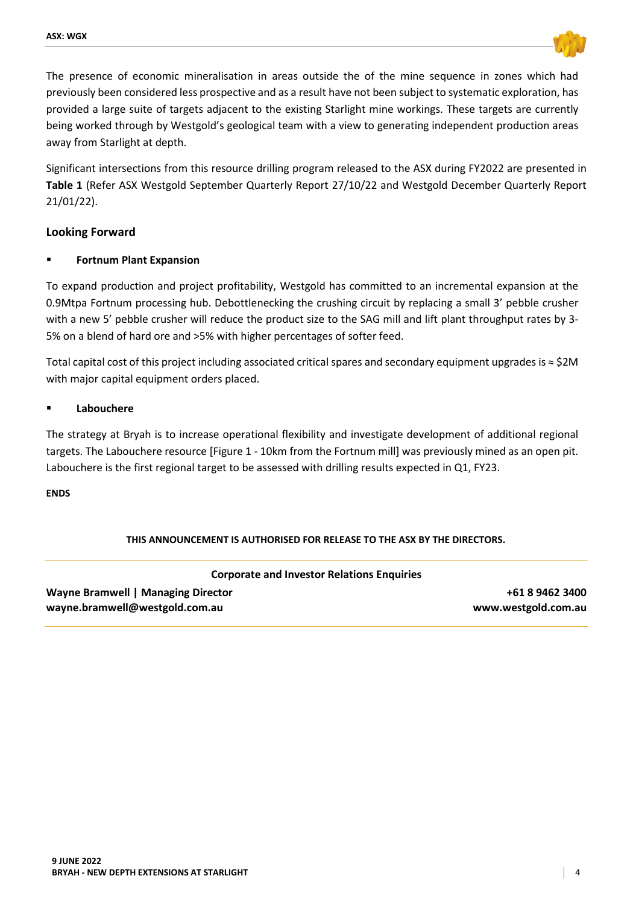The presence of economic mineralisation in areas outside the of the mine sequence in zones which had previously been considered less prospective and as a result have not been subject to systematic exploration, has provided a large suite of targets adjacent to the existing Starlight mine workings. These targets are currently being worked through by Westgold's geological team with a view to generating independent production areas away from Starlight at depth.

Significant intersections from this resource drilling program released to the ASX during FY2022 are presented in **Table 1** (Refer ASX Westgold September Quarterly Report 27/10/22 and Westgold December Quarterly Report 21/01/22).

## Looking Forward

- **Fortnum Plant Expansion**

To expand production and project profitability, Westgold has committed to an incremental expansion at the 0.9Mtpa Fortnum processing hub. Debottlenecking the crushing circuit by replacing a small 3' pebble crusher with a new 5' pebble crusher will reduce the product size to the SAG mill and lift plant throughput rates by 3-5% on a blend of hard ore and >5% with higher percentages of softer feed.

Total capital cost of this project including associated critical spares and secondary equipment upgrades is ≈ $2M with major capital equipment orders placed.

- **Labouchere**

The strategy at Bryah is to increase operational flexibility and investigate development of additional regional targets. The Labouchere resource [Figure 1 - 10km from the Fortnum mill] was previously mined as an open pit. Labouchere is the first regional target to be assessed with drilling results expected in Q1, FY23.

**ENDS**

**THIS ANNOUNCEMENT IS AUTHORISED FOR RELEASE TO THE ASX BY THE DIRECTORS.**

**Corporate and Investor Relations Enquiries**

**Wayne Bramwell | Managing Director**
**wayne.bramwell@westgold.com.au**

**+61 8 9462 3400**
**www.westgold.com.au**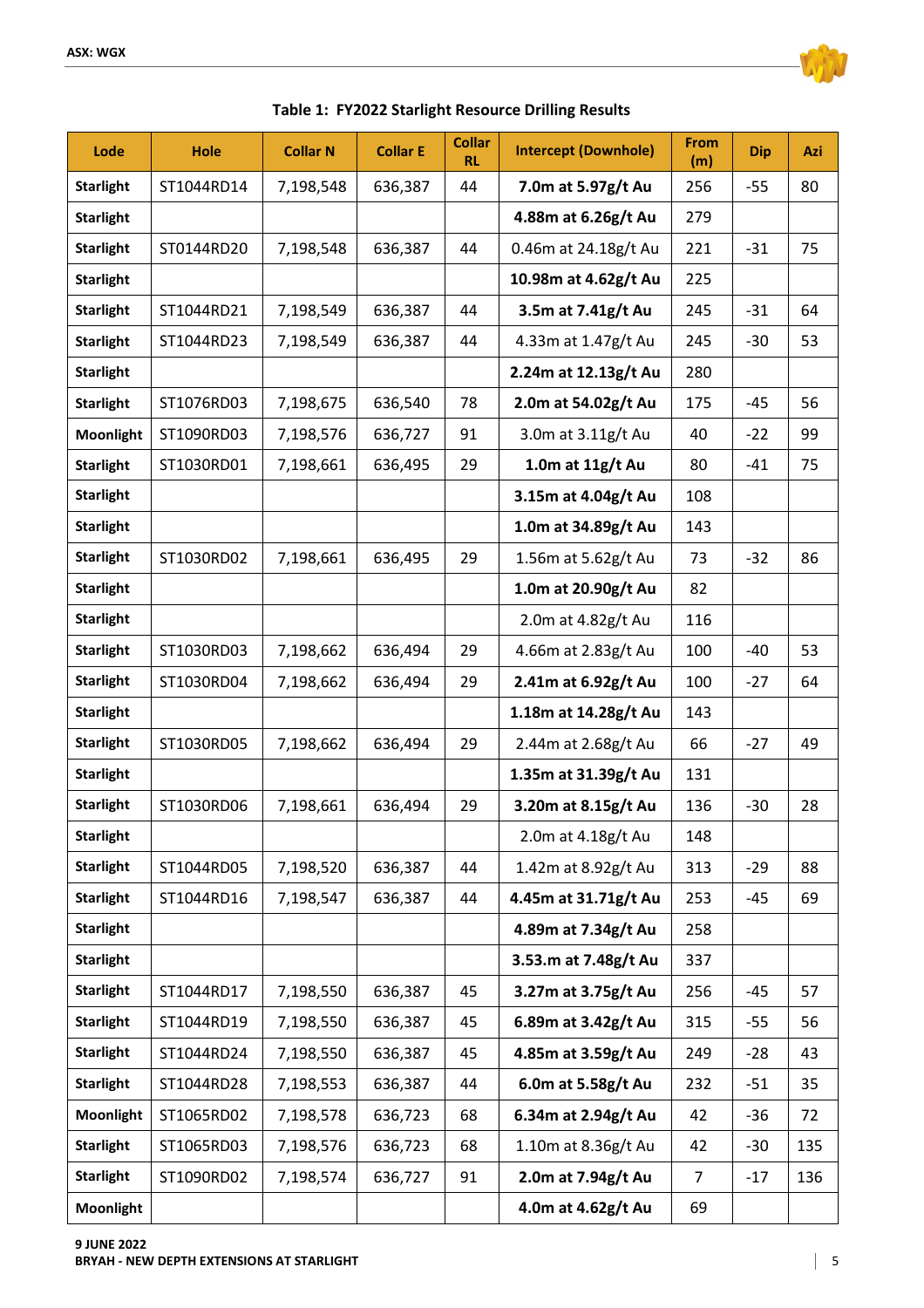**Table 1: FY2022 Starlight Resource Drilling Results**

| Lode | Hole | Collar N | Collar E | Collar RL | Intercept (Downhole) | From (m) | Dip | Azi |
|---|---|---|---|---|---|---|---|---|
| **Starlight** | ST1044RD14 | 7,198,548 | 636,387 | 44 | **7.0m at 5.97g/t Au** | 256 | -55 | 80 |
| **Starlight** | | | | | **4.88m at 6.26g/t Au** | 279 | | |
| **Starlight** | ST0144RD20 | 7,198,548 | 636,387 | 44 | 0.46m at 24.18g/t Au | 221 | -31 | 75 |
| **Starlight** | | | | | **10.98m at 4.62g/t Au** | 225 | | |
| **Starlight** | ST1044RD21 | 7,198,549 | 636,387 | 44 | **3.5m at 7.41g/t Au** | 245 | -31 | 64 |
| **Starlight** | ST1044RD23 | 7,198,549 | 636,387 | 44 | 4.33m at 1.47g/t Au | 245 | -30 | 53 |
| **Starlight** | | | | | **2.24m at 12.13g/t Au** | 280 | | |
| **Starlight** | ST1076RD03 | 7,198,675 | 636,540 | 78 | **2.0m at 54.02g/t Au** | 175 | -45 | 56 |
| **Moonlight** | ST1090RD03 | 7,198,576 | 636,727 | 91 | 3.0m at 3.11g/t Au | 40 | -22 | 99 |
| **Starlight** | ST1030RD01 | 7,198,661 | 636,495 | 29 | **1.0m at 11g/t Au** | 80 | -41 | 75 |
| **Starlight** | | | | | **3.15m at 4.04g/t Au** | 108 | | |
| **Starlight** | | | | | **1.0m at 34.89g/t Au** | 143 | | |
| **Starlight** | ST1030RD02 | 7,198,661 | 636,495 | 29 | 1.56m at 5.62g/t Au | 73 | -32 | 86 |
| **Starlight** | | | | | **1.0m at 20.90g/t Au** | 82 | | |
| **Starlight** | | | | | 2.0m at 4.82g/t Au | 116 | | |
| **Starlight** | ST1030RD03 | 7,198,662 | 636,494 | 29 | 4.66m at 2.83g/t Au | 100 | -40 | 53 |
| **Starlight** | ST1030RD04 | 7,198,662 | 636,494 | 29 | **2.41m at 6.92g/t Au** | 100 | -27 | 64 |
| **Starlight** | | | | | **1.18m at 14.28g/t Au** | 143 | | |
| **Starlight** | ST1030RD05 | 7,198,662 | 636,494 | 29 | 2.44m at 2.68g/t Au | 66 | -27 | 49 |
| **Starlight** | | | | | **1.35m at 31.39g/t Au** | 131 | | |
| **Starlight** | ST1030RD06 | 7,198,661 | 636,494 | 29 | **3.20m at 8.15g/t Au** | 136 | -30 | 28 |
| **Starlight** | | | | | 2.0m at 4.18g/t Au | 148 | | |
| **Starlight** | ST1044RD05 | 7,198,520 | 636,387 | 44 | 1.42m at 8.92g/t Au | 313 | -29 | 88 |
| **Starlight** | ST1044RD16 | 7,198,547 | 636,387 | 44 | **4.45m at 31.71g/t Au** | 253 | -45 | 69 |
| **Starlight** | | | | | **4.89m at 7.34g/t Au** | 258 | | |
| **Starlight** | | | | | **3.53.m at 7.48g/t Au** | 337 | | |
| **Starlight** | ST1044RD17 | 7,198,550 | 636,387 | 45 | **3.27m at 3.75g/t Au** | 256 | -45 | 57 |
| **Starlight** | ST1044RD19 | 7,198,550 | 636,387 | 45 | **6.89m at 3.42g/t Au** | 315 | -55 | 56 |
| **Starlight** | ST1044RD24 | 7,198,550 | 636,387 | 45 | **4.85m at 3.59g/t Au** | 249 | -28 | 43 |
| **Starlight** | ST1044RD28 | 7,198,553 | 636,387 | 44 | **6.0m at 5.58g/t Au** | 232 | -51 | 35 |
| **Moonlight** | ST1065RD02 | 7,198,578 | 636,723 | 68 | **6.34m at 2.94g/t Au** | 42 | -36 | 72 |
| **Starlight** | ST1065RD03 | 7,198,576 | 636,723 | 68 | 1.10m at 8.36g/t Au | 42 | -30 | 135 |
| **Starlight** | ST1090RD02 | 7,198,574 | 636,727 | 91 | **2.0m at 7.94g/t Au** | 7 | -17 | 136 |
| **Moonlight** | | | | | **4.0m at 4.62g/t Au** | 69 | | |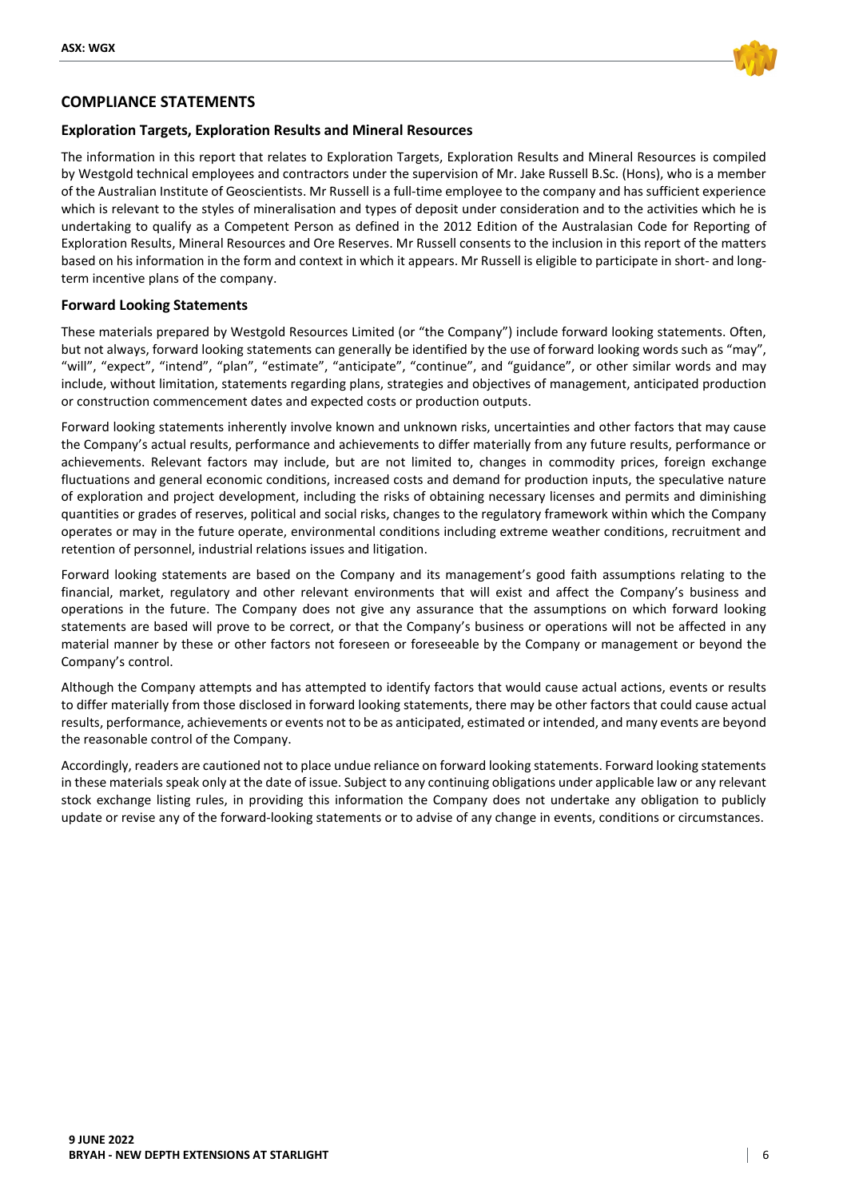## COMPLIANCE STATEMENTS

### Exploration Targets, Exploration Results and Mineral Resources

The information in this report that relates to Exploration Targets, Exploration Results and Mineral Resources is compiled by Westgold technical employees and contractors under the supervision of Mr. Jake Russell B.Sc. (Hons), who is a member of the Australian Institute of Geoscientists. Mr Russell is a full-time employee to the company and has sufficient experience which is relevant to the styles of mineralisation and types of deposit under consideration and to the activities which he is undertaking to qualify as a Competent Person as defined in the 2012 Edition of the Australasian Code for Reporting of Exploration Results, Mineral Resources and Ore Reserves. Mr Russell consents to the inclusion in this report of the matters based on his information in the form and context in which it appears. Mr Russell is eligible to participate in short- and long-term incentive plans of the company.

### Forward Looking Statements

These materials prepared by Westgold Resources Limited (or "the Company") include forward looking statements. Often, but not always, forward looking statements can generally be identified by the use of forward looking words such as "may", "will", "expect", "intend", "plan", "estimate", "anticipate", "continue", and "guidance", or other similar words and may include, without limitation, statements regarding plans, strategies and objectives of management, anticipated production or construction commencement dates and expected costs or production outputs.

Forward looking statements inherently involve known and unknown risks, uncertainties and other factors that may cause the Company's actual results, performance and achievements to differ materially from any future results, performance or achievements. Relevant factors may include, but are not limited to, changes in commodity prices, foreign exchange fluctuations and general economic conditions, increased costs and demand for production inputs, the speculative nature of exploration and project development, including the risks of obtaining necessary licenses and permits and diminishing quantities or grades of reserves, political and social risks, changes to the regulatory framework within which the Company operates or may in the future operate, environmental conditions including extreme weather conditions, recruitment and retention of personnel, industrial relations issues and litigation.

Forward looking statements are based on the Company and its management's good faith assumptions relating to the financial, market, regulatory and other relevant environments that will exist and affect the Company's business and operations in the future. The Company does not give any assurance that the assumptions on which forward looking statements are based will prove to be correct, or that the Company's business or operations will not be affected in any material manner by these or other factors not foreseen or foreseeable by the Company or management or beyond the Company's control.

Although the Company attempts and has attempted to identify factors that would cause actual actions, events or results to differ materially from those disclosed in forward looking statements, there may be other factors that could cause actual results, performance, achievements or events not to be as anticipated, estimated or intended, and many events are beyond the reasonable control of the Company.

Accordingly, readers are cautioned not to place undue reliance on forward looking statements. Forward looking statements in these materials speak only at the date of issue. Subject to any continuing obligations under applicable law or any relevant stock exchange listing rules, in providing this information the Company does not undertake any obligation to publicly update or revise any of the forward-looking statements or to advise of any change in events, conditions or circumstances.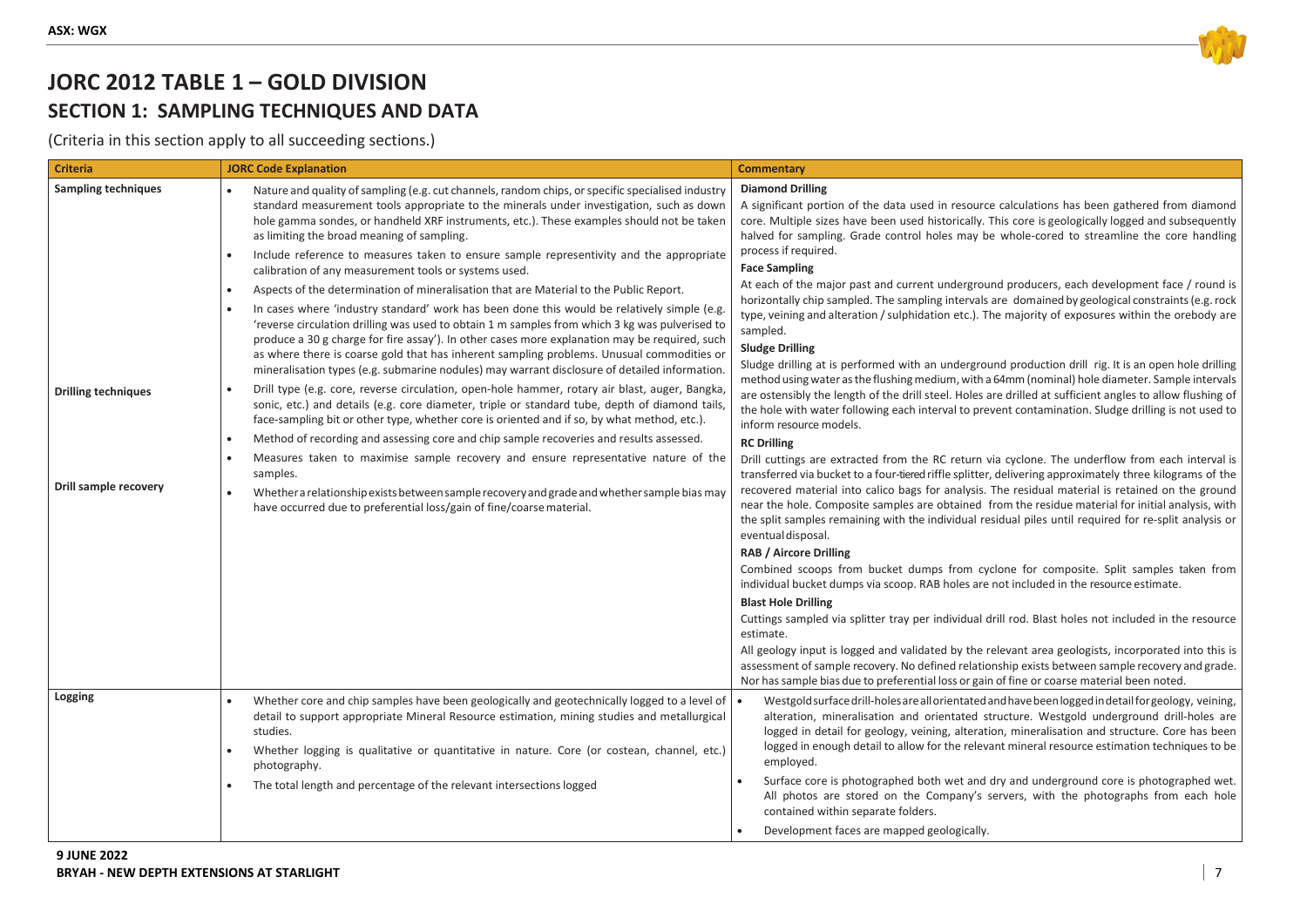# JORC 2012 TABLE 1 – GOLD DIVISION

## SECTION 1: SAMPLING TECHNIQUES AND DATA

(Criteria in this section apply to all succeeding sections.)

| Criteria | JORC Code Explanation | Commentary |
|---|---|---|
| **Sampling techniques** | • Nature and quality of sampling (e.g. cut channels, random chips, or specific specialised industry standard measurement tools appropriate to the minerals under investigation, such as down hole gamma sondes, or handheld XRF instruments, etc.). These examples should not be taken as limiting the broad meaning of sampling.<br>• Include reference to measures taken to ensure sample representivity and the appropriate calibration of any measurement tools or systems used.<br>• Aspects of the determination of mineralisation that are Material to the Public Report.<br>• In cases where 'industry standard' work has been done this would be relatively simple (e.g. 'reverse circulation drilling was used to obtain 1 m samples from which 3 kg was pulverised to produce a 30 g charge for fire assay'). In other cases more explanation may be required, such as where there is coarse gold that has inherent sampling problems. Unusual commodities or mineralisation types (e.g. submarine nodules) may warrant disclosure of detailed information. | **Diamond Drilling**<br>A significant portion of the data used in resource calculations has been gathered from diamond core. Multiple sizes have been used historically. This core is geologically logged and subsequently halved for sampling. Grade control holes may be whole-cored to streamline the core handling process if required.<br>**Face Sampling**<br>At each of the major past and current underground producers, each development face / round is horizontally chip sampled. The sampling intervals are domained by geological constraints (e.g. rock type, veining and alteration / sulphidation etc.). The majority of exposures within the orebody are sampled.<br>**Sludge Drilling**<br>Sludge drilling at is performed with an underground production drill rig. It is an open hole drilling method using water as the flushing medium, with a 64mm (nominal) hole diameter. Sample intervals are ostensibly the length of the drill steel. Holes are drilled at sufficient angles to allow flushing of the hole with water following each interval to prevent contamination. Sludge drilling is not used to inform resource models. |
| **Drilling techniques** | • Drill type (e.g. core, reverse circulation, open-hole hammer, rotary air blast, auger, Bangka, sonic, etc.) and details (e.g. core diameter, triple or standard tube, depth of diamond tails, face-sampling bit or other type, whether core is oriented and if so, by what method, etc.). | **RC Drilling**<br>Drill cuttings are extracted from the RC return via cyclone. The underflow from each interval is transferred via bucket to a four-tiered riffle splitter, delivering approximately three kilograms of the recovered material into calico bags for analysis. The residual material is retained on the ground near the hole. Composite samples are obtained from the residue material for initial analysis, with the split samples remaining with the individual residual piles until required for re-split analysis or eventual disposal. |
| **Drill sample recovery** | • Method of recording and assessing core and chip sample recoveries and results assessed.<br>• Measures taken to maximise sample recovery and ensure representative nature of the samples.<br>• Whether a relationship exists between sample recovery and grade and whether sample bias may have occurred due to preferential loss/gain of fine/coarse material. | **RAB / Aircore Drilling**<br>Combined scoops from bucket dumps from cyclone for composite. Split samples taken from individual bucket dumps via scoop. RAB holes are not included in the resource estimate.<br>**Blast Hole Drilling**<br>Cuttings sampled via splitter tray per individual drill rod. Blast holes not included in the resource estimate.<br>All geology input is logged and validated by the relevant area geologists, incorporated into this is assessment of sample recovery. No defined relationship exists between sample recovery and grade. Nor has sample bias due to preferential loss or gain of fine or coarse material been noted. |
| **Logging** | • Whether core and chip samples have been geologically and geotechnically logged to a level of detail to support appropriate Mineral Resource estimation, mining studies and metallurgical studies.<br>• Whether logging is qualitative or quantitative in nature. Core (or costean, channel, etc.) photography.<br>• The total length and percentage of the relevant intersections logged | • Westgold surface drill-holes are all orientated and have been logged in detail for geology, veining, alteration, mineralisation and orientated structure. Westgold underground drill-holes are logged in detail for geology, veining, alteration, mineralisation and structure. Core has been logged in enough detail to allow for the relevant mineral resource estimation techniques to be employed.<br>• Surface core is photographed both wet and dry and underground core is photographed wet. All photos are stored on the Company's servers, with the photographs from each hole contained within separate folders.<br>• Development faces are mapped geologically. |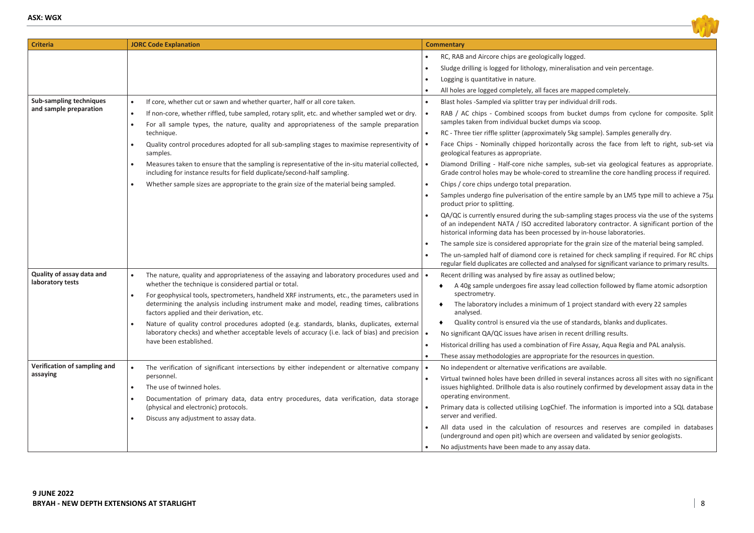| Criteria | JORC Code Explanation | Commentary |
|---|---|---|
| | | • RC, RAB and Aircore chips are geologically logged.<br>• Sludge drilling is logged for lithology, mineralisation and vein percentage.<br>• Logging is quantitative in nature.<br>• All holes are logged completely, all faces are mapped completely. |
| **Sub-sampling techniques and sample preparation** | • If core, whether cut or sawn and whether quarter, half or all core taken.<br>• If non-core, whether riffled, tube sampled, rotary split, etc. and whether sampled wet or dry.<br>• For all sample types, the nature, quality and appropriateness of the sample preparation technique.<br>• Quality control procedures adopted for all sub-sampling stages to maximise representivity of samples.<br>• Measures taken to ensure that the sampling is representative of the in-situ material collected, including for instance results for field duplicate/second-half sampling.<br>• Whether sample sizes are appropriate to the grain size of the material being sampled. | • Blast holes -Sampled via splitter tray per individual drill rods.<br>• RAB / AC chips - Combined scoops from bucket dumps from cyclone for composite. Split samples taken from individual bucket dumps via scoop.<br>• RC - Three tier riffle splitter (approximately 5kg sample). Samples generally dry.<br>• Face Chips - Nominally chipped horizontally across the face from left to right, sub-set via geological features as appropriate.<br>• Diamond Drilling - Half-core niche samples, sub-set via geological features as appropriate. Grade control holes may be whole-cored to streamline the core handling process if required.<br>• Chips / core chips undergo total preparation.<br>• Samples undergo fine pulverisation of the entire sample by an LM5 type mill to achieve a 75µ product prior to splitting.<br>• QA/QC is currently ensured during the sub-sampling stages process via the use of the systems of an independent NATA / ISO accredited laboratory contractor. A significant portion of the historical informing data has been processed by in-house laboratories.<br>• The sample size is considered appropriate for the grain size of the material being sampled.<br>• The un-sampled half of diamond core is retained for check sampling if required. For RC chips regular field duplicates are collected and analysed for significant variance to primary results. |
| **Quality of assay data and laboratory tests** | • The nature, quality and appropriateness of the assaying and laboratory procedures used and whether the technique is considered partial or total.<br>• For geophysical tools, spectrometers, handheld XRF instruments, etc., the parameters used in determining the analysis including instrument make and model, reading times, calibrations factors applied and their derivation, etc.<br>• Nature of quality control procedures adopted (e.g. standards, blanks, duplicates, external laboratory checks) and whether acceptable levels of accuracy (i.e. lack of bias) and precision have been established. | • Recent drilling was analysed by fire assay as outlined below;<br>♦ A 40g sample undergoes fire assay lead collection followed by flame atomic adsorption spectrometry.<br>♦ The laboratory includes a minimum of 1 project standard with every 22 samples analysed.<br>♦ Quality control is ensured via the use of standards, blanks and duplicates.<br>• No significant QA/QC issues have arisen in recent drilling results.<br>• Historical drilling has used a combination of Fire Assay, Aqua Regia and PAL analysis.<br>• These assay methodologies are appropriate for the resources in question. |
| **Verification of sampling and assaying** | • The verification of significant intersections by either independent or alternative company personnel.<br>• The use of twinned holes.<br>• Documentation of primary data, data entry procedures, data verification, data storage (physical and electronic) protocols.<br>• Discuss any adjustment to assay data. | • No independent or alternative verifications are available.<br>• Virtual twinned holes have been drilled in several instances across all sites with no significant issues highlighted. Drillhole data is also routinely confirmed by development assay data in the operating environment.<br>• Primary data is collected utilising LogChief. The information is imported into a SQL database server and verified.<br>• All data used in the calculation of resources and reserves are compiled in databases (underground and open pit) which are overseen and validated by senior geologists.<br>• No adjustments have been made to any assay data. |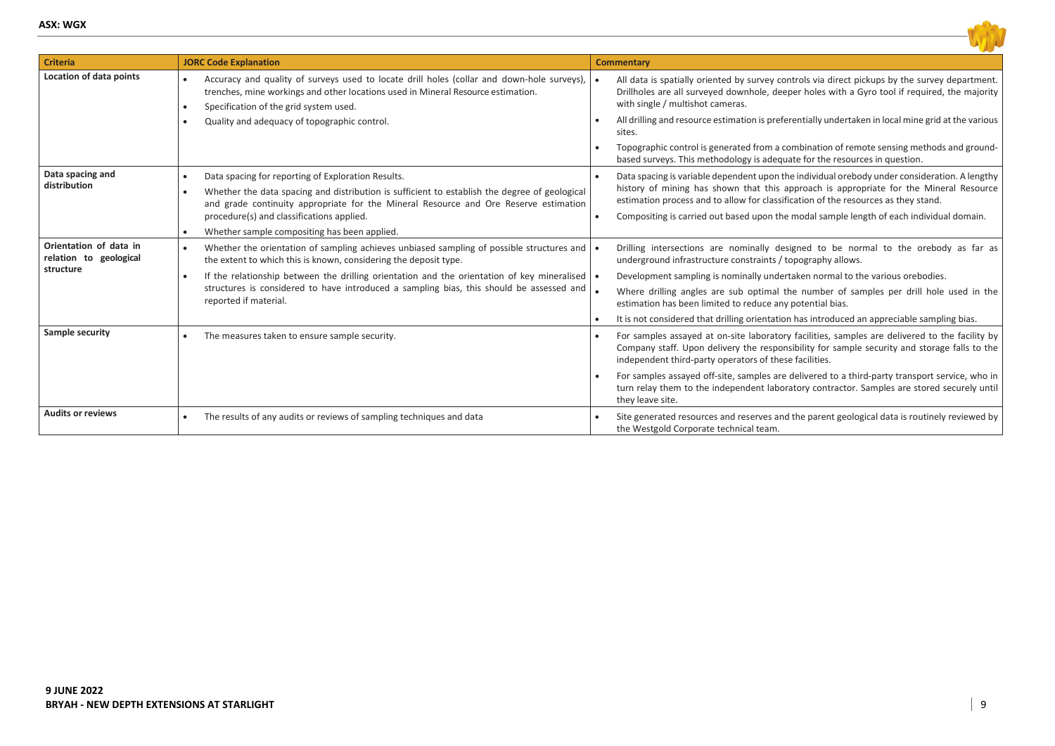| Criteria | JORC Code Explanation | Commentary |
|---|---|---|
| **Location of data points** | • Accuracy and quality of surveys used to locate drill holes (collar and down-hole surveys), trenches, mine workings and other locations used in Mineral Resource estimation.<br>• Specification of the grid system used.<br>• Quality and adequacy of topographic control. | • All data is spatially oriented by survey controls via direct pickups by the survey department. Drillholes are all surveyed downhole, deeper holes with a Gyro tool if required, the majority with single / multishot cameras.<br>• All drilling and resource estimation is preferentially undertaken in local mine grid at the various sites.<br>• Topographic control is generated from a combination of remote sensing methods and ground-based surveys. This methodology is adequate for the resources in question. |
| **Data spacing and distribution** | • Data spacing for reporting of Exploration Results.<br>• Whether the data spacing and distribution is sufficient to establish the degree of geological and grade continuity appropriate for the Mineral Resource and Ore Reserve estimation procedure(s) and classifications applied.<br>• Whether sample compositing has been applied. | • Data spacing is variable dependent upon the individual orebody under consideration. A lengthy history of mining has shown that this approach is appropriate for the Mineral Resource estimation process and to allow for classification of the resources as they stand.<br>• Compositing is carried out based upon the modal sample length of each individual domain. |
| **Orientation of data in relation to geological structure** | • Whether the orientation of sampling achieves unbiased sampling of possible structures and the extent to which this is known, considering the deposit type.<br>• If the relationship between the drilling orientation and the orientation of key mineralised structures is considered to have introduced a sampling bias, this should be assessed and reported if material. | • Drilling intersections are nominally designed to be normal to the orebody as far as underground infrastructure constraints / topography allows.<br>• Development sampling is nominally undertaken normal to the various orebodies.<br>• Where drilling angles are sub optimal the number of samples per drill hole used in the estimation has been limited to reduce any potential bias.<br>• It is not considered that drilling orientation has introduced an appreciable sampling bias. |
| **Sample security** | • The measures taken to ensure sample security. | • For samples assayed at on-site laboratory facilities, samples are delivered to the facility by Company staff. Upon delivery the responsibility for sample security and storage falls to the independent third-party operators of these facilities.<br>• For samples assayed off-site, samples are delivered to a third-party transport service, who in turn relay them to the independent laboratory contractor. Samples are stored securely until they leave site. |
| **Audits or reviews** | • The results of any audits or reviews of sampling techniques and data | • Site generated resources and reserves and the parent geological data is routinely reviewed by the Westgold Corporate technical team. |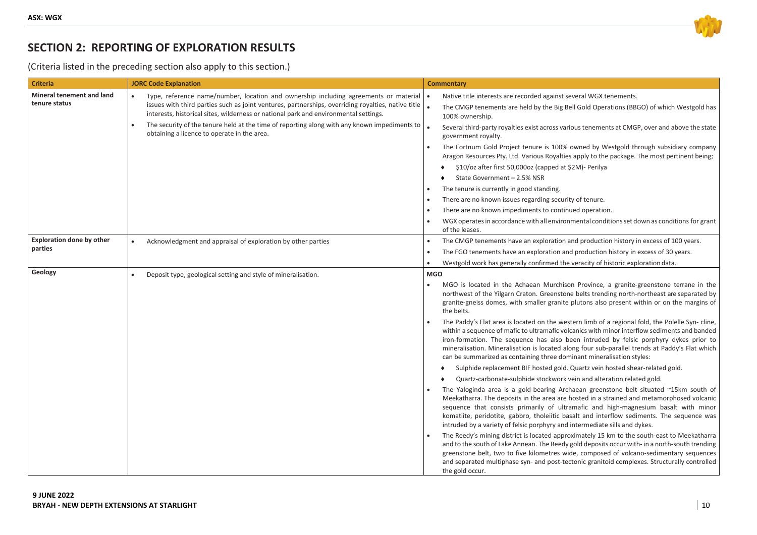## SECTION 2: REPORTING OF EXPLORATION RESULTS

(Criteria listed in the preceding section also apply to this section.)

| Criteria | JORC Code Explanation | Commentary |
|---|---|---|
| **Mineral tenement and land tenure status** | • Type, reference name/number, location and ownership including agreements or material issues with third parties such as joint ventures, partnerships, overriding royalties, native title interests, historical sites, wilderness or national park and environmental settings.<br>• The security of the tenure held at the time of reporting along with any known impediments to obtaining a licence to operate in the area. | • Native title interests are recorded against several WGX tenements.<br>• The CMGP tenements are held by the Big Bell Gold Operations (BBGO) of which Westgold has 100% ownership.<br>• Several third-party royalties exist across various tenements at CMGP, over and above the state government royalty.<br>• The Fortnum Gold Project tenure is 100% owned by Westgold through subsidiary company Aragon Resources Pty. Ltd. Various Royalties apply to the package. The most pertinent being;<br>  ♦ $10/oz after first 50,000oz (capped at $2M)- Perilya<br>  ♦ State Government – 2.5% NSR<br>• The tenure is currently in good standing.<br>• There are no known issues regarding security of tenure.<br>• There are no known impediments to continued operation.<br>• WGX operates in accordance with all environmental conditions set down as conditions for grant of the leases. |
| **Exploration done by other parties** | • Acknowledgment and appraisal of exploration by other parties | • The CMGP tenements have an exploration and production history in excess of 100 years.<br>• The FGO tenements have an exploration and production history in excess of 30 years.<br>• Westgold work has generally confirmed the veracity of historic exploration data. |
| **Geology** | • Deposit type, geological setting and style of mineralisation. | **MGO**<br>• MGO is located in the Achaean Murchison Province, a granite-greenstone terrane in the northwest of the Yilgarn Craton. Greenstone belts trending north-northeast are separated by granite-gneiss domes, with smaller granite plutons also present within or on the margins of the belts.<br>• The Paddy's Flat area is located on the western limb of a regional fold, the Polelle Syn- cline, within a sequence of mafic to ultramafic volcanics with minor interflow sediments and banded iron-formation. The sequence has also been intruded by felsic porphyry dykes prior to mineralisation. Mineralisation is located along four sub-parallel trends at Paddy's Flat which can be summarized as containing three dominant mineralisation styles:<br>  ♦ Sulphide replacement BIF hosted gold. Quartz vein hosted shear-related gold.<br>  ♦ Quartz-carbonate-sulphide stockwork vein and alteration related gold.<br>• The Yaloginda area is a gold-bearing Archaean greenstone belt situated ~15km south of Meekatharra. The deposits in the area are hosted in a strained and metamorphosed volcanic sequence that consists primarily of ultramafic and high-magnesium basalt with minor komatiite, peridotite, gabbro, tholeiitic basalt and interflow sediments. The sequence was intruded by a variety of felsic porphyry and intermediate sills and dykes.<br>• The Reedy's mining district is located approximately 15 km to the south-east to Meekatharra and to the south of Lake Annean. The Reedy gold deposits occur with- in a north-south trending greenstone belt, two to five kilometres wide, composed of volcano-sedimentary sequences and separated multiphase syn- and post-tectonic granitoid complexes. Structurally controlled the gold occur. |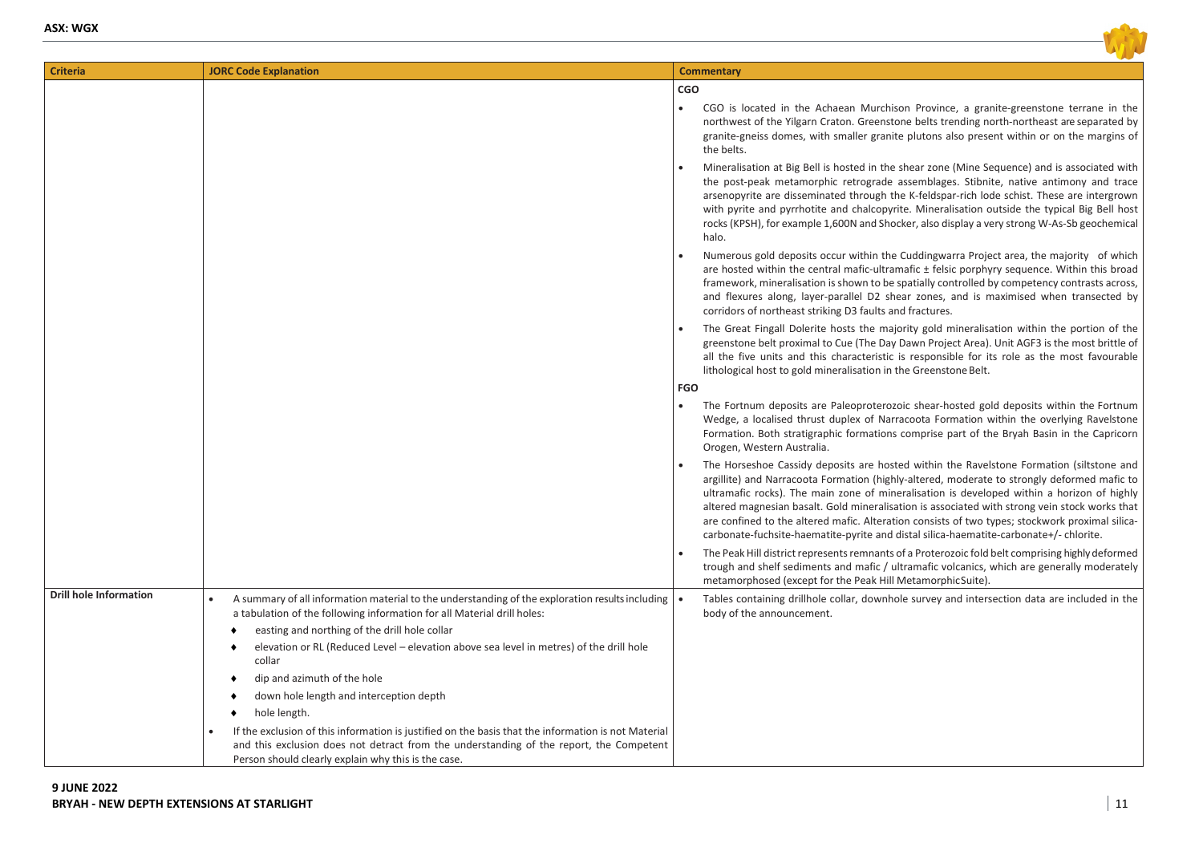| Criteria | JORC Code Explanation | Commentary |
| --- | --- | --- |
| | | **CGO**<br>• CGO is located in the Achaean Murchison Province, a granite-greenstone terrane in the northwest of the Yilgarn Craton. Greenstone belts trending north-northeast are separated by granite-gneiss domes, with smaller granite plutons also present within or on the margins of the belts.<br>• Mineralisation at Big Bell is hosted in the shear zone (Mine Sequence) and is associated with the post-peak metamorphic retrograde assemblages. Stibnite, native antimony and trace arsenopyrite are disseminated through the K-feldspar-rich lode schist. These are intergrown with pyrite and pyrrhotite and chalcopyrite. Mineralisation outside the typical Big Bell host rocks (KPSH), for example 1,600N and Shocker, also display a very strong W-As-Sb geochemical halo.<br>• Numerous gold deposits occur within the Cuddingwarra Project area, the majority of which are hosted within the central mafic-ultramafic ± felsic porphyry sequence. Within this broad framework, mineralisation is shown to be spatially controlled by competency contrasts across, and flexures along, layer-parallel D2 shear zones, and is maximised when transected by corridors of northeast striking D3 faults and fractures.<br>• The Great Fingall Dolerite hosts the majority gold mineralisation within the portion of the greenstone belt proximal to Cue (The Day Dawn Project Area). Unit AGF3 is the most brittle of all the five units and this characteristic is responsible for its role as the most favourable lithological host to gold mineralisation in the Greenstone Belt.<br>**FGO**<br>• The Fortnum deposits are Paleoproterozoic shear-hosted gold deposits within the Fortnum Wedge, a localised thrust duplex of Narracoota Formation within the overlying Ravelstone Formation. Both stratigraphic formations comprise part of the Bryah Basin in the Capricorn Orogen, Western Australia.<br>• The Horseshoe Cassidy deposits are hosted within the Ravelstone Formation (siltstone and argillite) and Narracoota Formation (highly-altered, moderate to strongly deformed mafic to ultramafic rocks). The main zone of mineralisation is developed within a horizon of highly altered magnesian basalt. Gold mineralisation is associated with strong vein stock works that are confined to the altered mafic. Alteration consists of two types; stockwork proximal silica-carbonate-fuchsite-haematite-pyrite and distal silica-haematite-carbonate+/- chlorite.<br>• The Peak Hill district represents remnants of a Proterozoic fold belt comprising highly deformed trough and shelf sediments and mafic / ultramafic volcanics, which are generally moderately metamorphosed (except for the Peak Hill Metamorphic Suite). |
| **Drill hole Information** | • A summary of all information material to the understanding of the exploration results including a tabulation of the following information for all Material drill holes:<br>♦ easting and northing of the drill hole collar<br>♦ elevation or RL (Reduced Level – elevation above sea level in metres) of the drill hole collar<br>♦ dip and azimuth of the hole<br>♦ down hole length and interception depth<br>♦ hole length.<br>• If the exclusion of this information is justified on the basis that the information is not Material and this exclusion does not detract from the understanding of the report, the Competent Person should clearly explain why this is the case. | • Tables containing drillhole collar, downhole survey and intersection data are included in the body of the announcement. |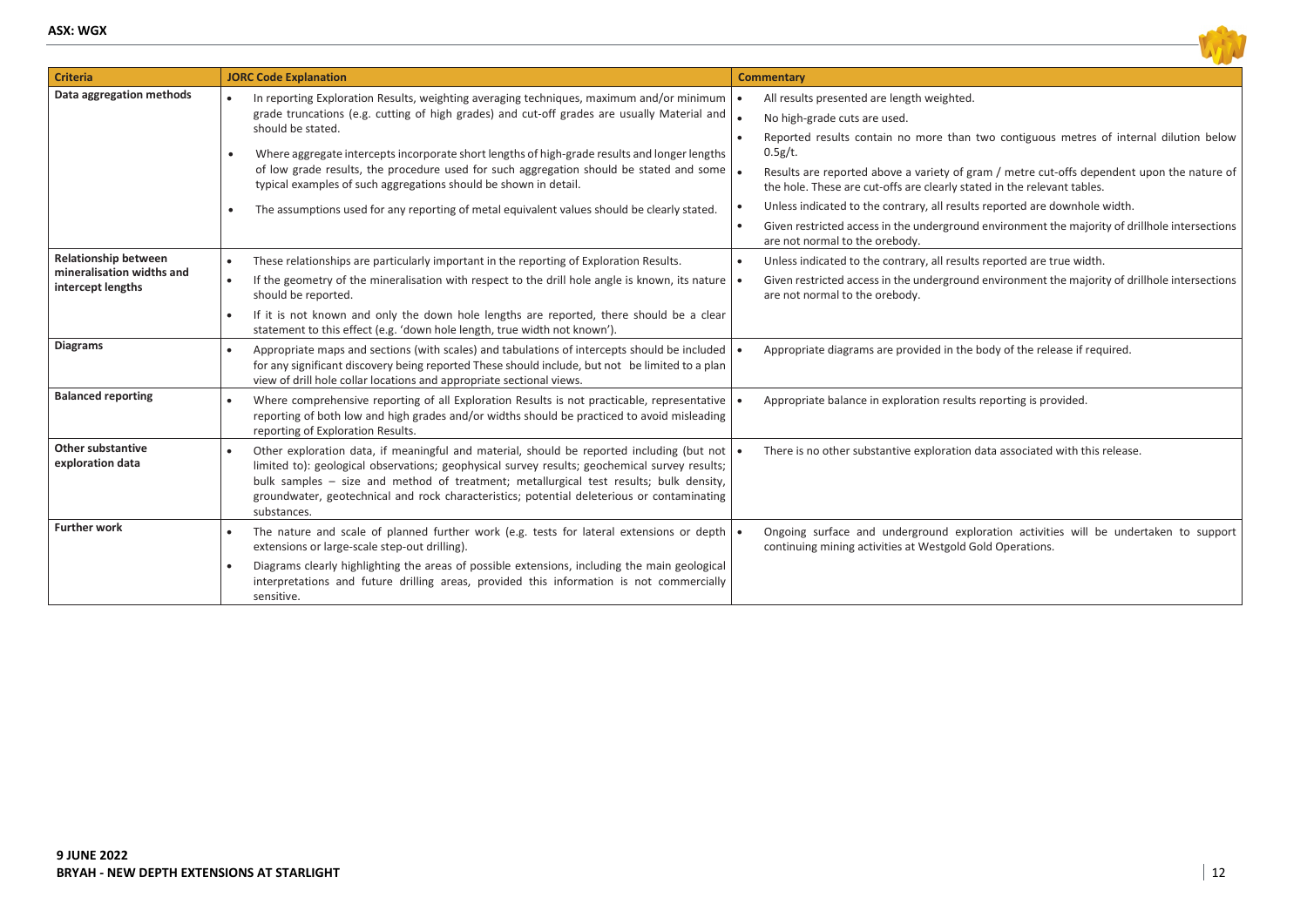| Criteria | JORC Code Explanation | Commentary |
| --- | --- | --- |
| **Data aggregation methods** | • In reporting Exploration Results, weighting averaging techniques, maximum and/or minimum grade truncations (e.g. cutting of high grades) and cut-off grades are usually Material and should be stated.<br>• Where aggregate intercepts incorporate short lengths of high-grade results and longer lengths of low grade results, the procedure used for such aggregation should be stated and some typical examples of such aggregations should be shown in detail.<br>• The assumptions used for any reporting of metal equivalent values should be clearly stated. | • All results presented are length weighted.<br>• No high-grade cuts are used.<br>• Reported results contain no more than two contiguous metres of internal dilution below 0.5g/t.<br>• Results are reported above a variety of gram / metre cut-offs dependent upon the nature of the hole. These are cut-offs are clearly stated in the relevant tables.<br>• Unless indicated to the contrary, all results reported are downhole width.<br>• Given restricted access in the underground environment the majority of drillhole intersections are not normal to the orebody. |
| **Relationship between mineralisation widths and intercept lengths** | • These relationships are particularly important in the reporting of Exploration Results.<br>• If the geometry of the mineralisation with respect to the drill hole angle is known, its nature should be reported.<br>• If it is not known and only the down hole lengths are reported, there should be a clear statement to this effect (e.g. 'down hole length, true width not known'). | • Unless indicated to the contrary, all results reported are true width.<br>• Given restricted access in the underground environment the majority of drillhole intersections are not normal to the orebody. |
| **Diagrams** | • Appropriate maps and sections (with scales) and tabulations of intercepts should be included for any significant discovery being reported These should include, but not be limited to a plan view of drill hole collar locations and appropriate sectional views. | • Appropriate diagrams are provided in the body of the release if required. |
| **Balanced reporting** | • Where comprehensive reporting of all Exploration Results is not practicable, representative reporting of both low and high grades and/or widths should be practiced to avoid misleading reporting of Exploration Results. | • Appropriate balance in exploration results reporting is provided. |
| **Other substantive exploration data** | • Other exploration data, if meaningful and material, should be reported including (but not limited to): geological observations; geophysical survey results; geochemical survey results; bulk samples – size and method of treatment; metallurgical test results; bulk density, groundwater, geotechnical and rock characteristics; potential deleterious or contaminating substances. | • There is no other substantive exploration data associated with this release. |
| **Further work** | • The nature and scale of planned further work (e.g. tests for lateral extensions or depth extensions or large-scale step-out drilling).<br>• Diagrams clearly highlighting the areas of possible extensions, including the main geological interpretations and future drilling areas, provided this information is not commercially sensitive. | • Ongoing surface and underground exploration activities will be undertaken to support continuing mining activities at Westgold Gold Operations. |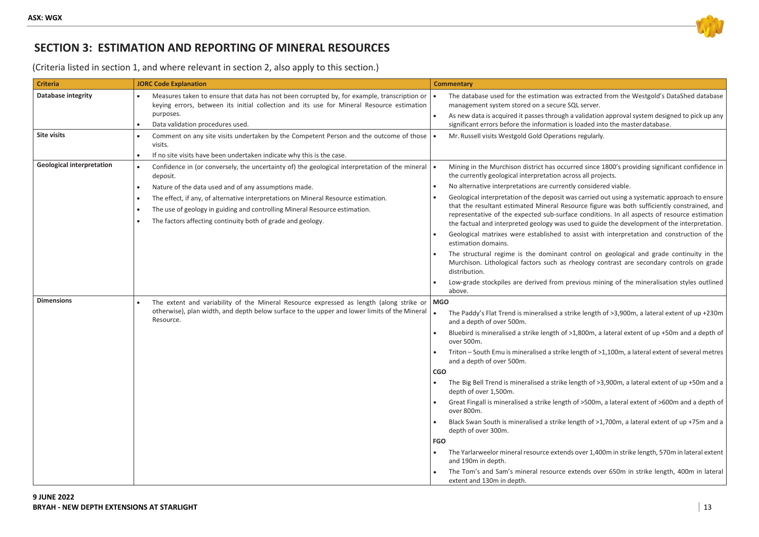## SECTION 3: ESTIMATION AND REPORTING OF MINERAL RESOURCES

(Criteria listed in section 1, and where relevant in section 2, also apply to this section.)

| Criteria | JORC Code Explanation | Commentary |
|---|---|---|
| **Database integrity** | • Measures taken to ensure that data has not been corrupted by, for example, transcription or keying errors, between its initial collection and its use for Mineral Resource estimation purposes.<br>• Data validation procedures used. | • The database used for the estimation was extracted from the Westgold's DataShed database management system stored on a secure SQL server.<br>• As new data is acquired it passes through a validation approval system designed to pick up any significant errors before the information is loaded into the master database. |
| **Site visits** | • Comment on any site visits undertaken by the Competent Person and the outcome of those visits.<br>• If no site visits have been undertaken indicate why this is the case. | • Mr. Russell visits Westgold Gold Operations regularly. |
| **Geological interpretation** | • Confidence in (or conversely, the uncertainty of) the geological interpretation of the mineral deposit.<br>• Nature of the data used and of any assumptions made.<br>• The effect, if any, of alternative interpretations on Mineral Resource estimation.<br>• The use of geology in guiding and controlling Mineral Resource estimation.<br>• The factors affecting continuity both of grade and geology. | • Mining in the Murchison district has occurred since 1800's providing significant confidence in the currently geological interpretation across all projects.<br>• No alternative interpretations are currently considered viable.<br>• Geological interpretation of the deposit was carried out using a systematic approach to ensure that the resultant estimated Mineral Resource figure was both sufficiently constrained, and representative of the expected sub-surface conditions. In all aspects of resource estimation the factual and interpreted geology was used to guide the development of the interpretation.<br>• Geological matrixes were established to assist with interpretation and construction of the estimation domains.<br>• The structural regime is the dominant control on geological and grade continuity in the Murchison. Lithological factors such as rheology contrast are secondary controls on grade distribution.<br>• Low-grade stockpiles are derived from previous mining of the mineralisation styles outlined above. |
| **Dimensions** | • The extent and variability of the Mineral Resource expressed as length (along strike or otherwise), plan width, and depth below surface to the upper and lower limits of the Mineral Resource. | **MGO**<br>• The Paddy's Flat Trend is mineralised a strike length of >3,900m, a lateral extent of up +230m and a depth of over 500m.<br>• Bluebird is mineralised a strike length of >1,800m, a lateral extent of up +50m and a depth of over 500m.<br>• Triton – South Emu is mineralised a strike length of >1,100m, a lateral extent of several metres and a depth of over 500m.<br>**CGO**<br>• The Big Bell Trend is mineralised a strike length of >3,900m, a lateral extent of up +50m and a depth of over 1,500m.<br>• Great Fingall is mineralised a strike length of >500m, a lateral extent of >600m and a depth of over 800m.<br>• Black Swan South is mineralised a strike length of >1,700m, a lateral extent of up +75m and a depth of over 300m.<br>**FGO**<br>• The Yarlarweelor mineral resource extends over 1,400m in strike length, 570m in lateral extent and 190m in depth.<br>• The Tom's and Sam's mineral resource extends over 650m in strike length, 400m in lateral extent and 130m in depth. |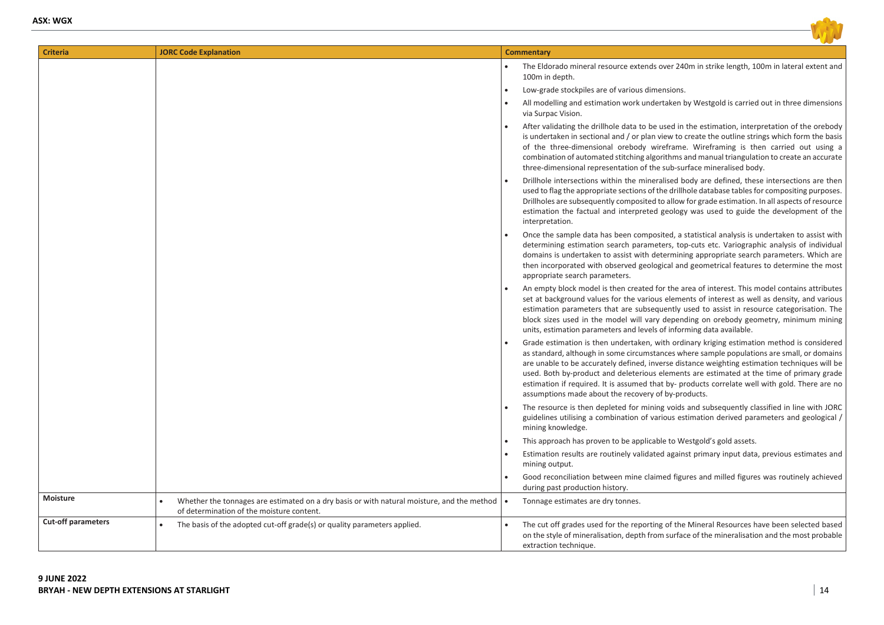| Criteria | JORC Code Explanation | Commentary |
| --- | --- | --- |
| | | • The Eldorado mineral resource extends over 240m in strike length, 100m in lateral extent and 100m in depth.<br>• Low-grade stockpiles are of various dimensions.<br>• All modelling and estimation work undertaken by Westgold is carried out in three dimensions via Surpac Vision.<br>• After validating the drillhole data to be used in the estimation, interpretation of the orebody is undertaken in sectional and / or plan view to create the outline strings which form the basis of the three-dimensional orebody wireframe. Wireframing is then carried out using a combination of automated stitching algorithms and manual triangulation to create an accurate three-dimensional representation of the sub-surface mineralised body.<br>• Drillhole intersections within the mineralised body are defined, these intersections are then used to flag the appropriate sections of the drillhole database tables for compositing purposes. Drillholes are subsequently composited to allow for grade estimation. In all aspects of resource estimation the factual and interpreted geology was used to guide the development of the interpretation.<br>• Once the sample data has been composited, a statistical analysis is undertaken to assist with determining estimation search parameters, top-cuts etc. Variographic analysis of individual domains is undertaken to assist with determining appropriate search parameters. Which are then incorporated with observed geological and geometrical features to determine the most appropriate search parameters.<br>• An empty block model is then created for the area of interest. This model contains attributes set at background values for the various elements of interest as well as density, and various estimation parameters that are subsequently used to assist in resource categorisation. The block sizes used in the model will vary depending on orebody geometry, minimum mining units, estimation parameters and levels of informing data available.<br>• Grade estimation is then undertaken, with ordinary kriging estimation method is considered as standard, although in some circumstances where sample populations are small, or domains are unable to be accurately defined, inverse distance weighting estimation techniques will be used. Both by-product and deleterious elements are estimated at the time of primary grade estimation if required. It is assumed that by- products correlate well with gold. There are no assumptions made about the recovery of by-products.<br>• The resource is then depleted for mining voids and subsequently classified in line with JORC guidelines utilising a combination of various estimation derived parameters and geological / mining knowledge.<br>• This approach has proven to be applicable to Westgold's gold assets.<br>• Estimation results are routinely validated against primary input data, previous estimates and mining output.<br>• Good reconciliation between mine claimed figures and milled figures was routinely achieved during past production history. |
| **Moisture** | • Whether the tonnages are estimated on a dry basis or with natural moisture, and the method of determination of the moisture content. | • Tonnage estimates are dry tonnes. |
| **Cut-off parameters** | • The basis of the adopted cut-off grade(s) or quality parameters applied. | • The cut off grades used for the reporting of the Mineral Resources have been selected based on the style of mineralisation, depth from surface of the mineralisation and the most probable extraction technique. |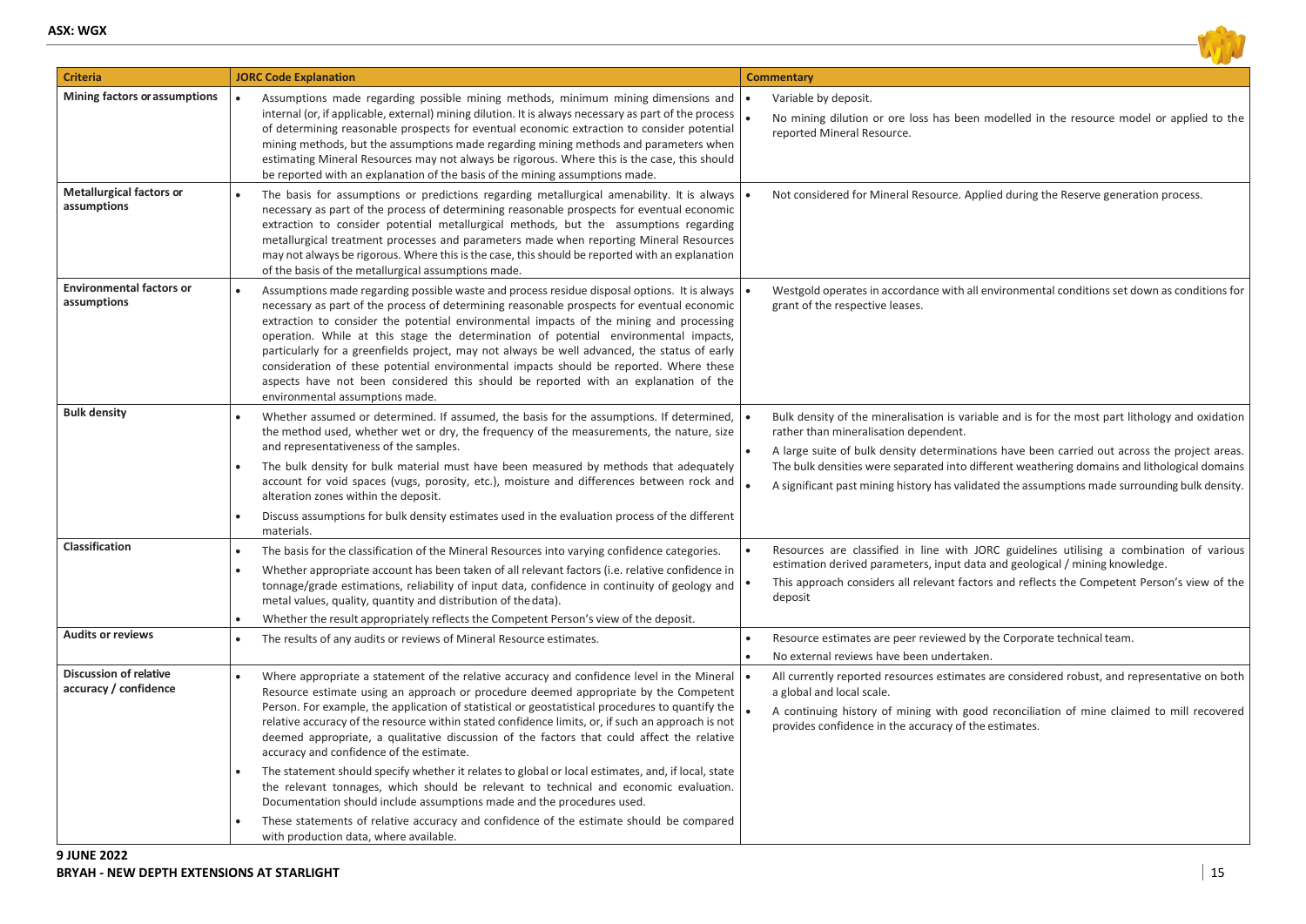| Criteria | JORC Code Explanation | Commentary |
|---|---|---|
| **Mining factors or assumptions** | • Assumptions made regarding possible mining methods, minimum mining dimensions and internal (or, if applicable, external) mining dilution. It is always necessary as part of the process of determining reasonable prospects for eventual economic extraction to consider potential mining methods, but the assumptions made regarding mining methods and parameters when estimating Mineral Resources may not always be rigorous. Where this is the case, this should be reported with an explanation of the basis of the mining assumptions made. | • Variable by deposit.<br>• No mining dilution or ore loss has been modelled in the resource model or applied to the reported Mineral Resource. |
| **Metallurgical factors or assumptions** | • The basis for assumptions or predictions regarding metallurgical amenability. It is always necessary as part of the process of determining reasonable prospects for eventual economic extraction to consider potential metallurgical methods, but the assumptions regarding metallurgical treatment processes and parameters made when reporting Mineral Resources may not always be rigorous. Where this is the case, this should be reported with an explanation of the basis of the metallurgical assumptions made. | • Not considered for Mineral Resource. Applied during the Reserve generation process. |
| **Environmental factors or assumptions** | • Assumptions made regarding possible waste and process residue disposal options. It is always necessary as part of the process of determining reasonable prospects for eventual economic extraction to consider the potential environmental impacts of the mining and processing operation. While at this stage the determination of potential environmental impacts, particularly for a greenfields project, may not always be well advanced, the status of early consideration of these potential environmental impacts should be reported. Where these aspects have not been considered this should be reported with an explanation of the environmental assumptions made. | • Westgold operates in accordance with all environmental conditions set down as conditions for grant of the respective leases. |
| **Bulk density** | • Whether assumed or determined. If assumed, the basis for the assumptions. If determined, the method used, whether wet or dry, the frequency of the measurements, the nature, size and representativeness of the samples.<br>• The bulk density for bulk material must have been measured by methods that adequately account for void spaces (vugs, porosity, etc.), moisture and differences between rock and alteration zones within the deposit.<br>• Discuss assumptions for bulk density estimates used in the evaluation process of the different materials. | • Bulk density of the mineralisation is variable and is for the most part lithology and oxidation rather than mineralisation dependent.<br>• A large suite of bulk density determinations have been carried out across the project areas. The bulk densities were separated into different weathering domains and lithological domains<br>• A significant past mining history has validated the assumptions made surrounding bulk density. |
| **Classification** | • The basis for the classification of the Mineral Resources into varying confidence categories.<br>• Whether appropriate account has been taken of all relevant factors (i.e. relative confidence in tonnage/grade estimations, reliability of input data, confidence in continuity of geology and metal values, quality, quantity and distribution of the data).<br>• Whether the result appropriately reflects the Competent Person's view of the deposit. | • Resources are classified in line with JORC guidelines utilising a combination of various estimation derived parameters, input data and geological / mining knowledge.<br>• This approach considers all relevant factors and reflects the Competent Person's view of the deposit |
| **Audits or reviews** | • The results of any audits or reviews of Mineral Resource estimates. | • Resource estimates are peer reviewed by the Corporate technical team.<br>• No external reviews have been undertaken. |
| **Discussion of relative accuracy / confidence** | • Where appropriate a statement of the relative accuracy and confidence level in the Mineral Resource estimate using an approach or procedure deemed appropriate by the Competent Person. For example, the application of statistical or geostatistical procedures to quantify the relative accuracy of the resource within stated confidence limits, or, if such an approach is not deemed appropriate, a qualitative discussion of the factors that could affect the relative accuracy and confidence of the estimate.<br>• The statement should specify whether it relates to global or local estimates, and, if local, state the relevant tonnages, which should be relevant to technical and economic evaluation. Documentation should include assumptions made and the procedures used.<br>• These statements of relative accuracy and confidence of the estimate should be compared with production data, where available. | • All currently reported resources estimates are considered robust, and representative on both a global and local scale.<br>• A continuing history of mining with good reconciliation of mine claimed to mill recovered provides confidence in the accuracy of the estimates. |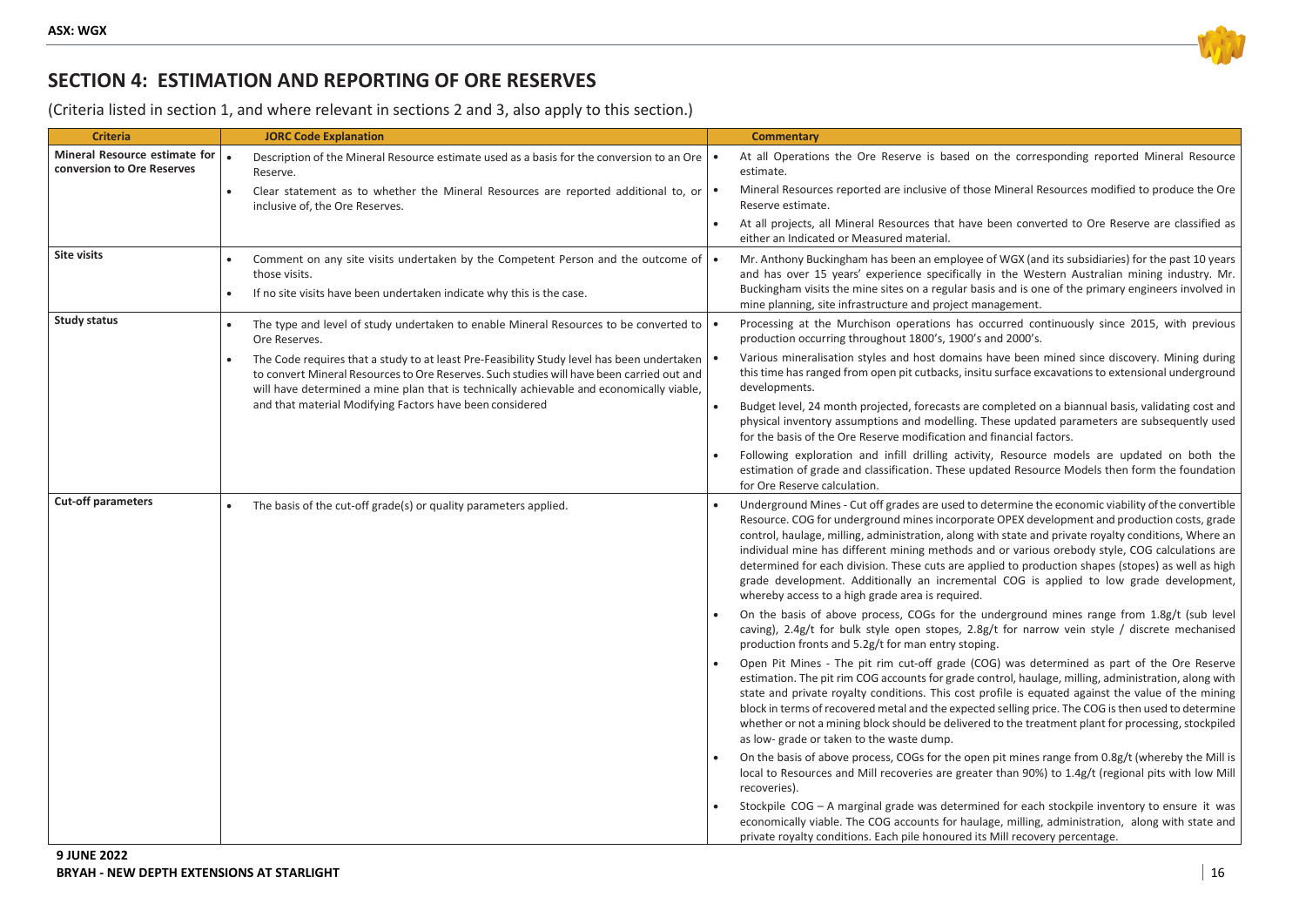## SECTION 4: ESTIMATION AND REPORTING OF ORE RESERVES

(Criteria listed in section 1, and where relevant in sections 2 and 3, also apply to this section.)

| Criteria | JORC Code Explanation | Commentary |
|---|---|---|
| **Mineral Resource estimate for conversion to Ore Reserves** | • Description of the Mineral Resource estimate used as a basis for the conversion to an Ore Reserve.<br>• Clear statement as to whether the Mineral Resources are reported additional to, or inclusive of, the Ore Reserves. | • At all Operations the Ore Reserve is based on the corresponding reported Mineral Resource estimate.<br>• Mineral Resources reported are inclusive of those Mineral Resources modified to produce the Ore Reserve estimate.<br>• At all projects, all Mineral Resources that have been converted to Ore Reserve are classified as either an Indicated or Measured material. |
| **Site visits** | • Comment on any site visits undertaken by the Competent Person and the outcome of those visits.<br>• If no site visits have been undertaken indicate why this is the case. | • Mr. Anthony Buckingham has been an employee of WGX (and its subsidiaries) for the past 10 years and has over 15 years' experience specifically in the Western Australian mining industry. Mr. Buckingham visits the mine sites on a regular basis and is one of the primary engineers involved in mine planning, site infrastructure and project management. |
| **Study status** | • The type and level of study undertaken to enable Mineral Resources to be converted to Ore Reserves.<br>• The Code requires that a study to at least Pre-Feasibility Study level has been undertaken to convert Mineral Resources to Ore Reserves. Such studies will have been carried out and will have determined a mine plan that is technically achievable and economically viable, and that material Modifying Factors have been considered | • Processing at the Murchison operations has occurred continuously since 2015, with previous production occurring throughout 1800's, 1900's and 2000's.<br>• Various mineralisation styles and host domains have been mined since discovery. Mining during this time has ranged from open pit cutbacks, insitu surface excavations to extensional underground developments.<br>• Budget level, 24 month projected, forecasts are completed on a biannual basis, validating cost and physical inventory assumptions and modelling. These updated parameters are subsequently used for the basis of the Ore Reserve modification and financial factors.<br>• Following exploration and infill drilling activity, Resource models are updated on both the estimation of grade and classification. These updated Resource Models then form the foundation for Ore Reserve calculation. |
| **Cut-off parameters** | • The basis of the cut-off grade(s) or quality parameters applied. | • Underground Mines - Cut off grades are used to determine the economic viability of the convertible Resource. COG for underground mines incorporate OPEX development and production costs, grade control, haulage, milling, administration, along with state and private royalty conditions, Where an individual mine has different mining methods and or various orebody style, COG calculations are determined for each division. These cuts are applied to production shapes (stopes) as well as high grade development. Additionally an incremental COG is applied to low grade development, whereby access to a high grade area is required.<br>• On the basis of above process, COGs for the underground mines range from 1.8g/t (sub level caving), 2.4g/t for bulk style open stopes, 2.8g/t for narrow vein style / discrete mechanised production fronts and 5.2g/t for man entry stoping.<br>• Open Pit Mines - The pit rim cut-off grade (COG) was determined as part of the Ore Reserve estimation. The pit rim COG accounts for grade control, haulage, milling, administration, along with state and private royalty conditions. This cost profile is equated against the value of the mining block in terms of recovered metal and the expected selling price. The COG is then used to determine whether or not a mining block should be delivered to the treatment plant for processing, stockpiled as low- grade or taken to the waste dump.<br>• On the basis of above process, COGs for the open pit mines range from 0.8g/t (whereby the Mill is local to Resources and Mill recoveries are greater than 90%) to 1.4g/t (regional pits with low Mill recoveries).<br>• Stockpile COG – A marginal grade was determined for each stockpile inventory to ensure it was economically viable. The COG accounts for haulage, milling, administration, along with state and private royalty conditions. Each pile honoured its Mill recovery percentage. |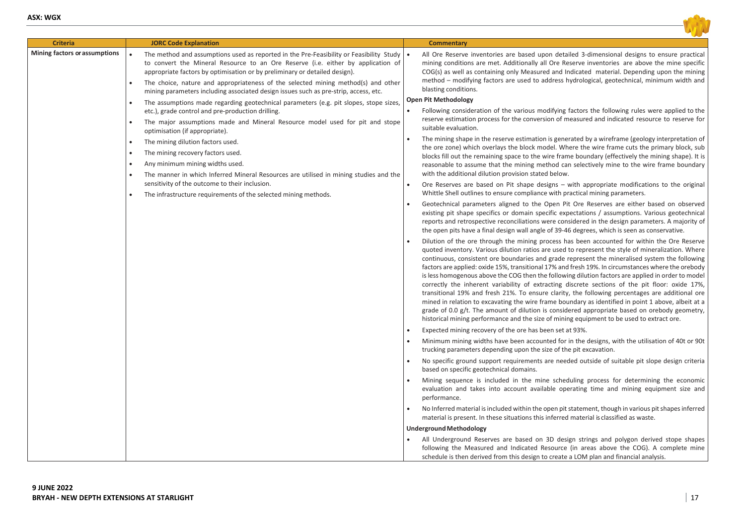| Criteria | JORC Code Explanation | Commentary |
|---|---|---|
| **Mining factors or assumptions** | • The method and assumptions used as reported in the Pre-Feasibility or Feasibility Study to convert the Mineral Resource to an Ore Reserve (i.e. either by application of appropriate factors by optimisation or by preliminary or detailed design).<br>• The choice, nature and appropriateness of the selected mining method(s) and other mining parameters including associated design issues such as pre-strip, access, etc.<br>• The assumptions made regarding geotechnical parameters (e.g. pit slopes, stope sizes, etc.), grade control and pre-production drilling.<br>• The major assumptions made and Mineral Resource model used for pit and stope optimisation (if appropriate).<br>• The mining dilution factors used.<br>• The mining recovery factors used.<br>• Any minimum mining widths used.<br>• The manner in which Inferred Mineral Resources are utilised in mining studies and the sensitivity of the outcome to their inclusion.<br>• The infrastructure requirements of the selected mining methods. | • All Ore Reserve inventories are based upon detailed 3-dimensional designs to ensure practical mining conditions are met. Additionally all Ore Reserve inventories are above the mine specific COG(s) as well as containing only Measured and Indicated material. Depending upon the mining method – modifying factors are used to address hydrological, geotechnical, minimum width and blasting conditions.<br>**Open Pit Methodology**<br>• Following consideration of the various modifying factors the following rules were applied to the reserve estimation process for the conversion of measured and indicated resource to reserve for suitable evaluation.<br>• The mining shape in the reserve estimation is generated by a wireframe (geology interpretation of the ore zone) which overlays the block model. Where the wire frame cuts the primary block, sub blocks fill out the remaining space to the wire frame boundary (effectively the mining shape). It is reasonable to assume that the mining method can selectively mine to the wire frame boundary with the additional dilution provision stated below.<br>• Ore Reserves are based on Pit shape designs – with appropriate modifications to the original Whittle Shell outlines to ensure compliance with practical mining parameters.<br>• Geotechnical parameters aligned to the Open Pit Ore Reserves are either based on observed existing pit shape specifics or domain specific expectations / assumptions. Various geotechnical reports and retrospective reconciliations were considered in the design parameters. A majority of the open pits have a final design wall angle of 39-46 degrees, which is seen as conservative.<br>• Dilution of the ore through the mining process has been accounted for within the Ore Reserve quoted inventory. Various dilution ratios are used to represent the style of mineralization. Where continuous, consistent ore boundaries and grade represent the mineralised system the following factors are applied: oxide 15%, transitional 17% and fresh 19%. In circumstances where the orebody is less homogenous above the COG then the following dilution factors are applied in order to model correctly the inherent variability of extracting discrete sections of the pit floor: oxide 17%, transitional 19% and fresh 21%. To ensure clarity, the following percentages are additional ore mined in relation to excavating the wire frame boundary as identified in point 1 above, albeit at a grade of 0.0 g/t. The amount of dilution is considered appropriate based on orebody geometry, historical mining performance and the size of mining equipment to be used to extract ore.<br>• Expected mining recovery of the ore has been set at 93%.<br>• Minimum mining widths have been accounted for in the designs, with the utilisation of 40t or 90t trucking parameters depending upon the size of the pit excavation.<br>• No specific ground support requirements are needed outside of suitable pit slope design criteria based on specific geotechnical domains.<br>• Mining sequence is included in the mine scheduling process for determining the economic evaluation and takes into account available operating time and mining equipment size and performance.<br>• No Inferred material is included within the open pit statement, though in various pit shapes inferred material is present. In these situations this inferred material is classified as waste.<br>**Underground Methodology**<br>• All Underground Reserves are based on 3D design strings and polygon derived stope shapes following the Measured and Indicated Resource (in areas above the COG). A complete mine schedule is then derived from this design to create a LOM plan and financial analysis. |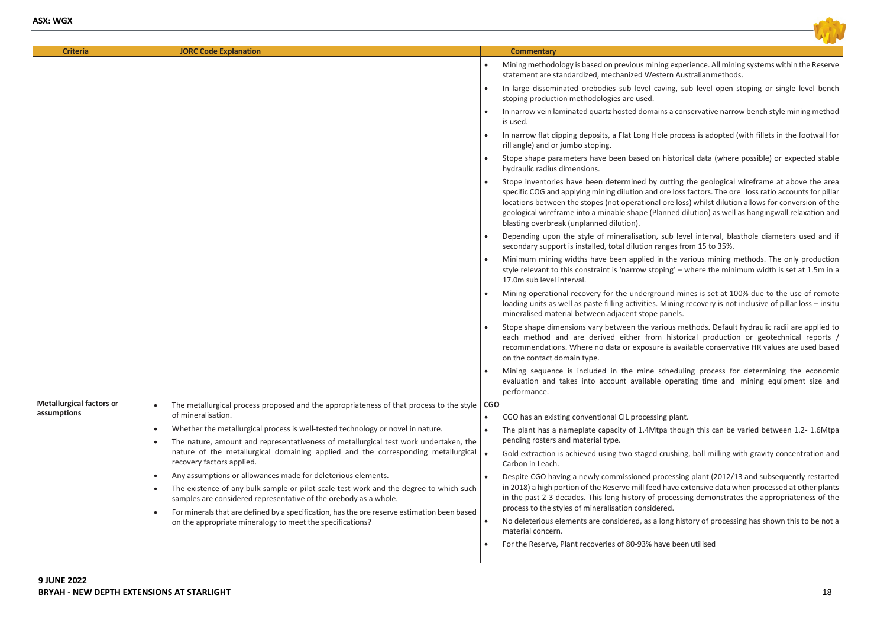| Criteria | JORC Code Explanation | Commentary |
|---|---|---|
| | | • Mining methodology is based on previous mining experience. All mining systems within the Reserve statement are standardized, mechanized Western Australian methods.<br>• In large disseminated orebodies sub level caving, sub level open stoping or single level bench stoping production methodologies are used.<br>• In narrow vein laminated quartz hosted domains a conservative narrow bench style mining method is used.<br>• In narrow flat dipping deposits, a Flat Long Hole process is adopted (with fillets in the footwall for rill angle) and or jumbo stoping.<br>• Stope shape parameters have been based on historical data (where possible) or expected stable hydraulic radius dimensions.<br>• Stope inventories have been determined by cutting the geological wireframe at above the area specific COG and applying mining dilution and ore loss factors. The ore loss ratio accounts for pillar locations between the stopes (not operational ore loss) whilst dilution allows for conversion of the geological wireframe into a minable shape (Planned dilution) as well as hangingwall relaxation and blasting overbreak (unplanned dilution).<br>• Depending upon the style of mineralisation, sub level interval, blasthole diameters used and if secondary support is installed, total dilution ranges from 15 to 35%.<br>• Minimum mining widths have been applied in the various mining methods. The only production style relevant to this constraint is 'narrow stoping' – where the minimum width is set at 1.5m in a 17.0m sub level interval.<br>• Mining operational recovery for the underground mines is set at 100% due to the use of remote loading units as well as paste filling activities. Mining recovery is not inclusive of pillar loss – insitu mineralised material between adjacent stope panels.<br>• Stope shape dimensions vary between the various methods. Default hydraulic radii are applied to each method and are derived either from historical production or geotechnical reports / recommendations. Where no data or exposure is available conservative HR values are used based on the contact domain type.<br>• Mining sequence is included in the mine scheduling process for determining the economic evaluation and takes into account available operating time and mining equipment size and performance. |
| **Metallurgical factors or assumptions** | • The metallurgical process proposed and the appropriateness of that process to the style of mineralisation.<br>• Whether the metallurgical process is well-tested technology or novel in nature.<br>• The nature, amount and representativeness of metallurgical test work undertaken, the nature of the metallurgical domaining applied and the corresponding metallurgical recovery factors applied.<br>• Any assumptions or allowances made for deleterious elements.<br>• The existence of any bulk sample or pilot scale test work and the degree to which such samples are considered representative of the orebody as a whole.<br>• For minerals that are defined by a specification, has the ore reserve estimation been based on the appropriate mineralogy to meet the specifications? | **CGO**<br>• CGO has an existing conventional CIL processing plant.<br>• The plant has a nameplate capacity of 1.4Mtpa though this can be varied between 1.2- 1.6Mtpa pending rosters and material type.<br>• Gold extraction is achieved using two staged crushing, ball milling with gravity concentration and Carbon in Leach.<br>• Despite CGO having a newly commissioned processing plant (2012/13 and subsequently restarted in 2018) a high portion of the Reserve mill feed have extensive data when processed at other plants in the past 2-3 decades. This long history of processing demonstrates the appropriateness of the process to the styles of mineralisation considered.<br>• No deleterious elements are considered, as a long history of processing has shown this to be not a material concern.<br>• For the Reserve, Plant recoveries of 80-93% have been utilised |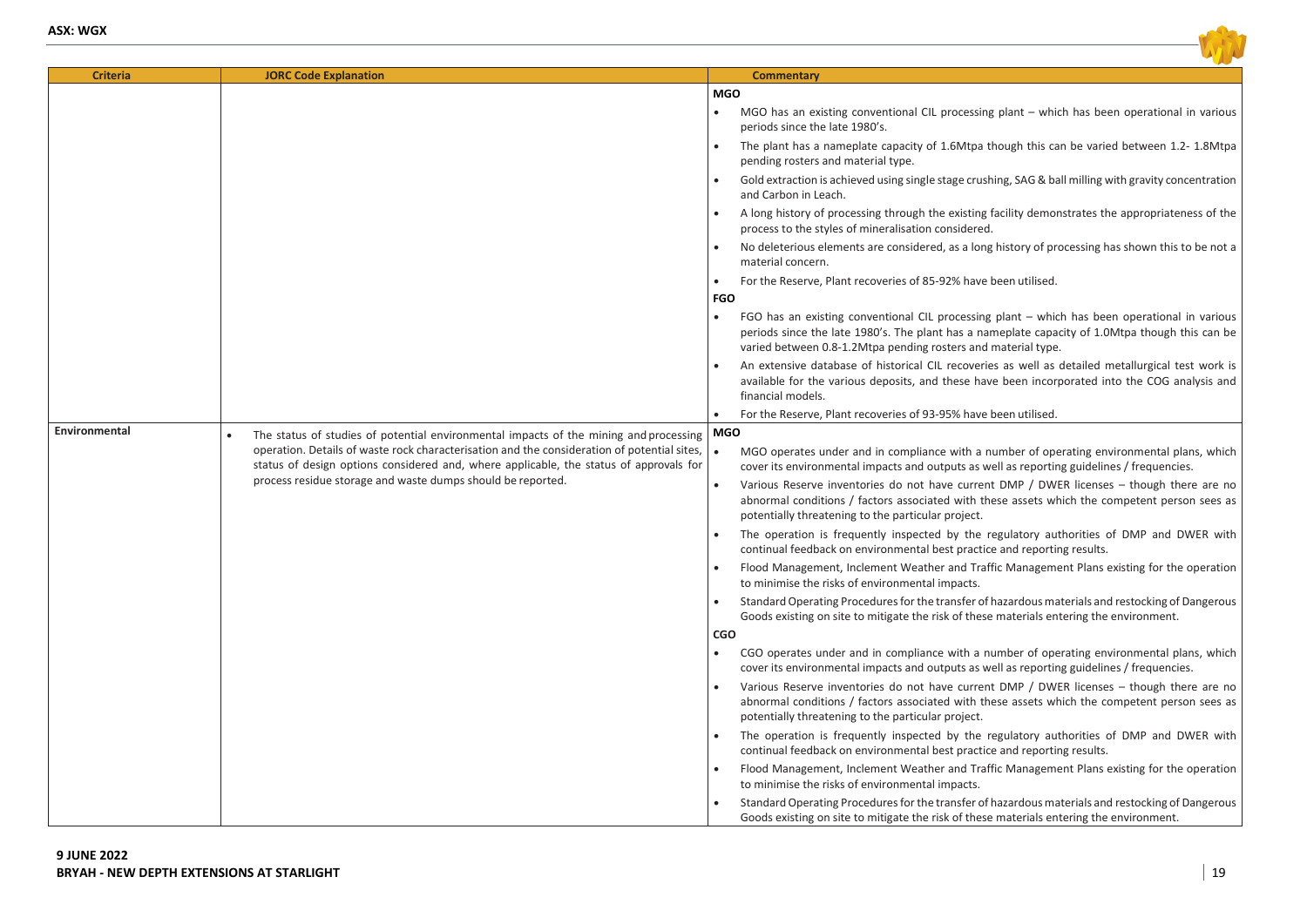| Criteria | JORC Code Explanation | Commentary |
|---|---|---|
| | | **MGO**<br>• MGO has an existing conventional CIL processing plant – which has been operational in various periods since the late 1980's.<br>• The plant has a nameplate capacity of 1.6Mtpa though this can be varied between 1.2- 1.8Mtpa pending rosters and material type.<br>• Gold extraction is achieved using single stage crushing, SAG & ball milling with gravity concentration and Carbon in Leach.<br>• A long history of processing through the existing facility demonstrates the appropriateness of the process to the styles of mineralisation considered.<br>• No deleterious elements are considered, as a long history of processing has shown this to be not a material concern.<br>• For the Reserve, Plant recoveries of 85-92% have been utilised.<br>**FGO**<br>• FGO has an existing conventional CIL processing plant – which has been operational in various periods since the late 1980's. The plant has a nameplate capacity of 1.0Mtpa though this can be varied between 0.8-1.2Mtpa pending rosters and material type.<br>• An extensive database of historical CIL recoveries as well as detailed metallurgical test work is available for the various deposits, and these have been incorporated into the COG analysis and financial models.<br>• For the Reserve, Plant recoveries of 93-95% have been utilised. |
| **Environmental** | • The status of studies of potential environmental impacts of the mining and processing operation. Details of waste rock characterisation and the consideration of potential sites, status of design options considered and, where applicable, the status of approvals for process residue storage and waste dumps should be reported. | **MGO**<br>• MGO operates under and in compliance with a number of operating environmental plans, which cover its environmental impacts and outputs as well as reporting guidelines / frequencies.<br>• Various Reserve inventories do not have current DMP / DWER licenses – though there are no abnormal conditions / factors associated with these assets which the competent person sees as potentially threatening to the particular project.<br>• The operation is frequently inspected by the regulatory authorities of DMP and DWER with continual feedback on environmental best practice and reporting results.<br>• Flood Management, Inclement Weather and Traffic Management Plans existing for the operation to minimise the risks of environmental impacts.<br>• Standard Operating Procedures for the transfer of hazardous materials and restocking of Dangerous Goods existing on site to mitigate the risk of these materials entering the environment.<br>**CGO**<br>• CGO operates under and in compliance with a number of operating environmental plans, which cover its environmental impacts and outputs as well as reporting guidelines / frequencies.<br>• Various Reserve inventories do not have current DMP / DWER licenses – though there are no abnormal conditions / factors associated with these assets which the competent person sees as potentially threatening to the particular project.<br>• The operation is frequently inspected by the regulatory authorities of DMP and DWER with continual feedback on environmental best practice and reporting results.<br>• Flood Management, Inclement Weather and Traffic Management Plans existing for the operation to minimise the risks of environmental impacts.<br>• Standard Operating Procedures for the transfer of hazardous materials and restocking of Dangerous Goods existing on site to mitigate the risk of these materials entering the environment. |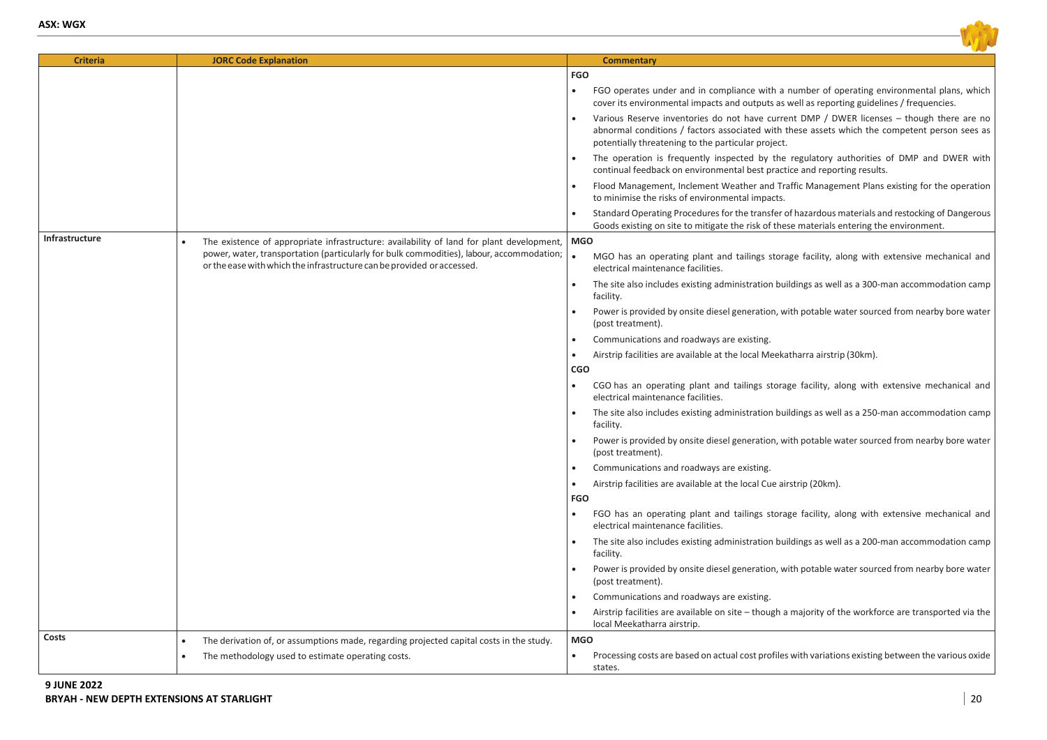| Criteria | JORC Code Explanation | Commentary |
|---|---|---|
| | | **FGO**<br>• FGO operates under and in compliance with a number of operating environmental plans, which cover its environmental impacts and outputs as well as reporting guidelines / frequencies.<br>• Various Reserve inventories do not have current DMP / DWER licenses – though there are no abnormal conditions / factors associated with these assets which the competent person sees as potentially threatening to the particular project.<br>• The operation is frequently inspected by the regulatory authorities of DMP and DWER with continual feedback on environmental best practice and reporting results.<br>• Flood Management, Inclement Weather and Traffic Management Plans existing for the operation to minimise the risks of environmental impacts.<br>• Standard Operating Procedures for the transfer of hazardous materials and restocking of Dangerous Goods existing on site to mitigate the risk of these materials entering the environment. |
| **Infrastructure** | • The existence of appropriate infrastructure: availability of land for plant development, power, water, transportation (particularly for bulk commodities), labour, accommodation; or the ease with which the infrastructure can be provided or accessed. | **MGO**<br>• MGO has an operating plant and tailings storage facility, along with extensive mechanical and electrical maintenance facilities.<br>• The site also includes existing administration buildings as well as a 300-man accommodation camp facility.<br>• Power is provided by onsite diesel generation, with potable water sourced from nearby bore water (post treatment).<br>• Communications and roadways are existing.<br>• Airstrip facilities are available at the local Meekatharra airstrip (30km).<br>**CGO**<br>• CGO has an operating plant and tailings storage facility, along with extensive mechanical and electrical maintenance facilities.<br>• The site also includes existing administration buildings as well as a 250-man accommodation camp facility.<br>• Power is provided by onsite diesel generation, with potable water sourced from nearby bore water (post treatment).<br>• Communications and roadways are existing.<br>• Airstrip facilities are available at the local Cue airstrip (20km).<br>**FGO**<br>• FGO has an operating plant and tailings storage facility, along with extensive mechanical and electrical maintenance facilities.<br>• The site also includes existing administration buildings as well as a 200-man accommodation camp facility.<br>• Power is provided by onsite diesel generation, with potable water sourced from nearby bore water (post treatment).<br>• Communications and roadways are existing.<br>• Airstrip facilities are available on site – though a majority of the workforce are transported via the local Meekatharra airstrip. |
| **Costs** | • The derivation of, or assumptions made, regarding projected capital costs in the study.<br>• The methodology used to estimate operating costs. | **MGO**<br>• Processing costs are based on actual cost profiles with variations existing between the various oxide states. |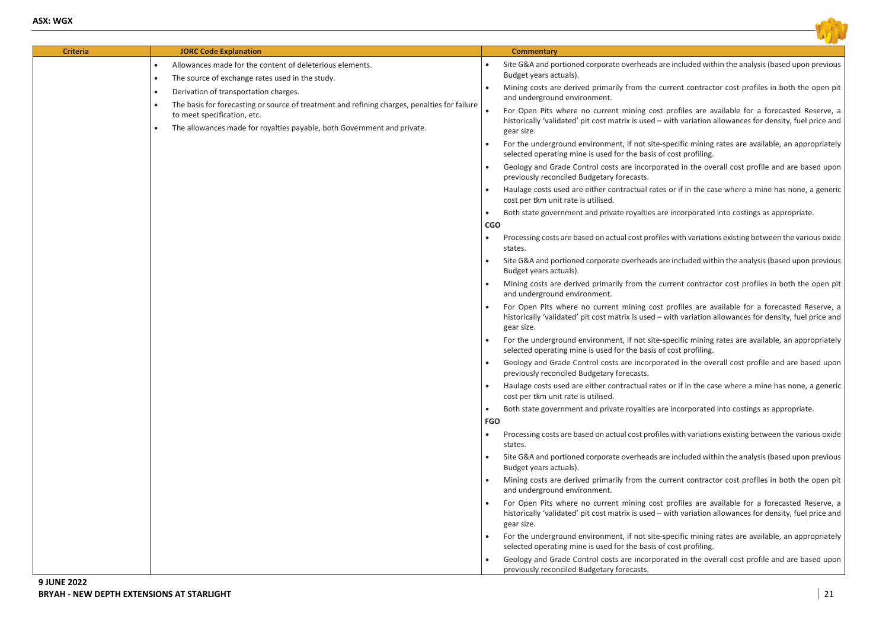| Criteria | JORC Code Explanation | Commentary |
|---|---|---|
| | • Allowances made for the content of deleterious elements.<br>• The source of exchange rates used in the study.<br>• Derivation of transportation charges.<br>• The basis for forecasting or source of treatment and refining charges, penalties for failure to meet specification, etc.<br>• The allowances made for royalties payable, both Government and private. | • Site G&A and portioned corporate overheads are included within the analysis (based upon previous Budget years actuals).<br>• Mining costs are derived primarily from the current contractor cost profiles in both the open pit and underground environment.<br>• For Open Pits where no current mining cost profiles are available for a forecasted Reserve, a historically 'validated' pit cost matrix is used – with variation allowances for density, fuel price and gear size.<br>• For the underground environment, if not site-specific mining rates are available, an appropriately selected operating mine is used for the basis of cost profiling.<br>• Geology and Grade Control costs are incorporated in the overall cost profile and are based upon previously reconciled Budgetary forecasts.<br>• Haulage costs used are either contractual rates or if in the case where a mine has none, a generic cost per tkm unit rate is utilised.<br>• Both state government and private royalties are incorporated into costings as appropriate.<br>**CGO**<br>• Processing costs are based on actual cost profiles with variations existing between the various oxide states.<br>• Site G&A and portioned corporate overheads are included within the analysis (based upon previous Budget years actuals).<br>• Mining costs are derived primarily from the current contractor cost profiles in both the open pit and underground environment.<br>• For Open Pits where no current mining cost profiles are available for a forecasted Reserve, a historically 'validated' pit cost matrix is used – with variation allowances for density, fuel price and gear size.<br>• For the underground environment, if not site-specific mining rates are available, an appropriately selected operating mine is used for the basis of cost profiling.<br>• Geology and Grade Control costs are incorporated in the overall cost profile and are based upon previously reconciled Budgetary forecasts.<br>• Haulage costs used are either contractual rates or if in the case where a mine has none, a generic cost per tkm unit rate is utilised.<br>• Both state government and private royalties are incorporated into costings as appropriate.<br>**FGO**<br>• Processing costs are based on actual cost profiles with variations existing between the various oxide states.<br>• Site G&A and portioned corporate overheads are included within the analysis (based upon previous Budget years actuals).<br>• Mining costs are derived primarily from the current contractor cost profiles in both the open pit and underground environment.<br>• For Open Pits where no current mining cost profiles are available for a forecasted Reserve, a historically 'validated' pit cost matrix is used – with variation allowances for density, fuel price and gear size.<br>• For the underground environment, if not site-specific mining rates are available, an appropriately selected operating mine is used for the basis of cost profiling.<br>• Geology and Grade Control costs are incorporated in the overall cost profile and are based upon previously reconciled Budgetary forecasts. |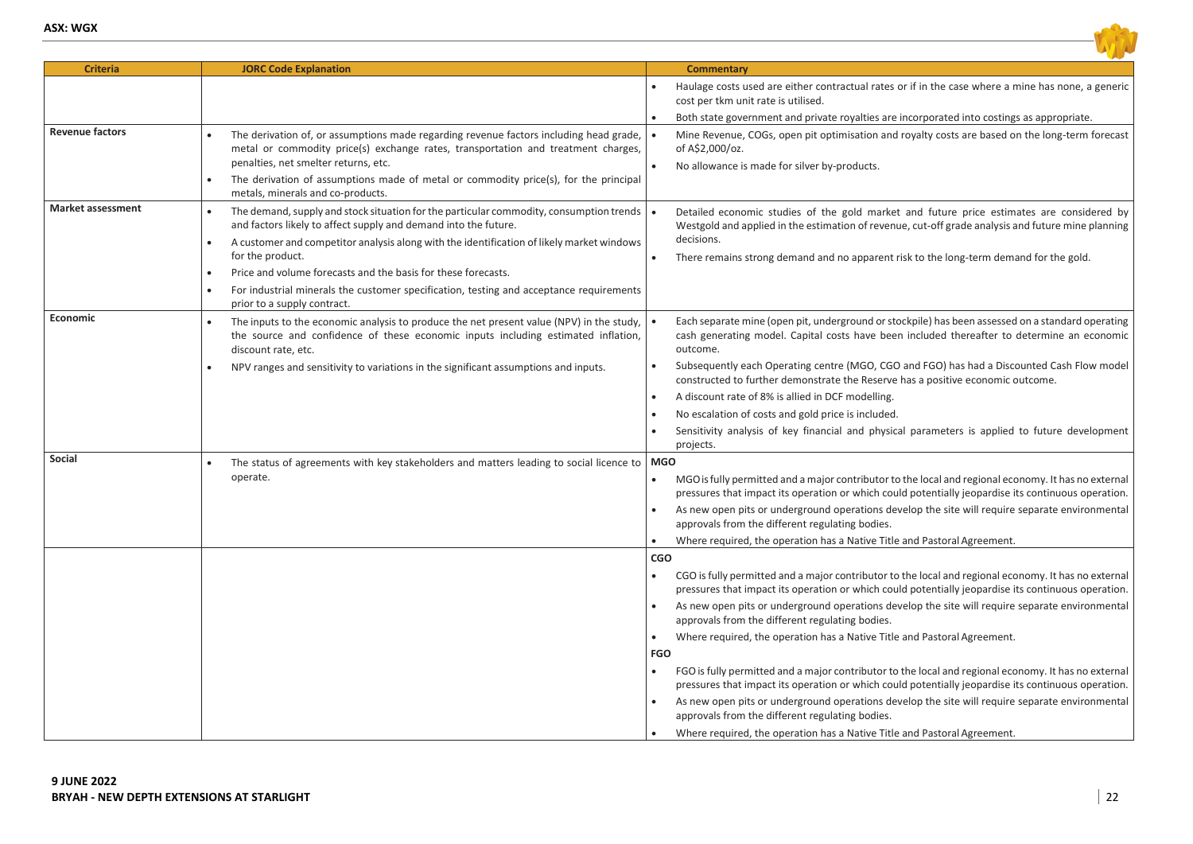| Criteria | JORC Code Explanation | Commentary |
|---|---|---|
| | | • Haulage costs used are either contractual rates or if in the case where a mine has none, a generic cost per tkm unit rate is utilised.<br>• Both state government and private royalties are incorporated into costings as appropriate. |
| **Revenue factors** | • The derivation of, or assumptions made regarding revenue factors including head grade, metal or commodity price(s) exchange rates, transportation and treatment charges, penalties, net smelter returns, etc.<br>• The derivation of assumptions made of metal or commodity price(s), for the principal metals, minerals and co-products. | • Mine Revenue, COGs, open pit optimisation and royalty costs are based on the long-term forecast of A$2,000/oz.<br>• No allowance is made for silver by-products. |
| **Market assessment** | • The demand, supply and stock situation for the particular commodity, consumption trends and factors likely to affect supply and demand into the future.<br>• A customer and competitor analysis along with the identification of likely market windows for the product.<br>• Price and volume forecasts and the basis for these forecasts.<br>• For industrial minerals the customer specification, testing and acceptance requirements prior to a supply contract. | • Detailed economic studies of the gold market and future price estimates are considered by Westgold and applied in the estimation of revenue, cut-off grade analysis and future mine planning decisions.<br>• There remains strong demand and no apparent risk to the long-term demand for the gold. |
| **Economic** | • The inputs to the economic analysis to produce the net present value (NPV) in the study, the source and confidence of these economic inputs including estimated inflation, discount rate, etc.<br>• NPV ranges and sensitivity to variations in the significant assumptions and inputs. | • Each separate mine (open pit, underground or stockpile) has been assessed on a standard operating cash generating model. Capital costs have been included thereafter to determine an economic outcome.<br>• Subsequently each Operating centre (MGO, CGO and FGO) has had a Discounted Cash Flow model constructed to further demonstrate the Reserve has a positive economic outcome.<br>• A discount rate of 8% is allied in DCF modelling.<br>• No escalation of costs and gold price is included.<br>• Sensitivity analysis of key financial and physical parameters is applied to future development projects. |
| **Social** | • The status of agreements with key stakeholders and matters leading to social licence to operate. | **MGO**<br>• MGO is fully permitted and a major contributor to the local and regional economy. It has no external pressures that impact its operation or which could potentially jeopardise its continuous operation.<br>• As new open pits or underground operations develop the site will require separate environmental approvals from the different regulating bodies.<br>• Where required, the operation has a Native Title and Pastoral Agreement. |
| | | **CGO**<br>• CGO is fully permitted and a major contributor to the local and regional economy. It has no external pressures that impact its operation or which could potentially jeopardise its continuous operation.<br>• As new open pits or underground operations develop the site will require separate environmental approvals from the different regulating bodies.<br>• Where required, the operation has a Native Title and Pastoral Agreement.<br>**FGO**<br>• FGO is fully permitted and a major contributor to the local and regional economy. It has no external pressures that impact its operation or which could potentially jeopardise its continuous operation.<br>• As new open pits or underground operations develop the site will require separate environmental approvals from the different regulating bodies.<br>• Where required, the operation has a Native Title and Pastoral Agreement. |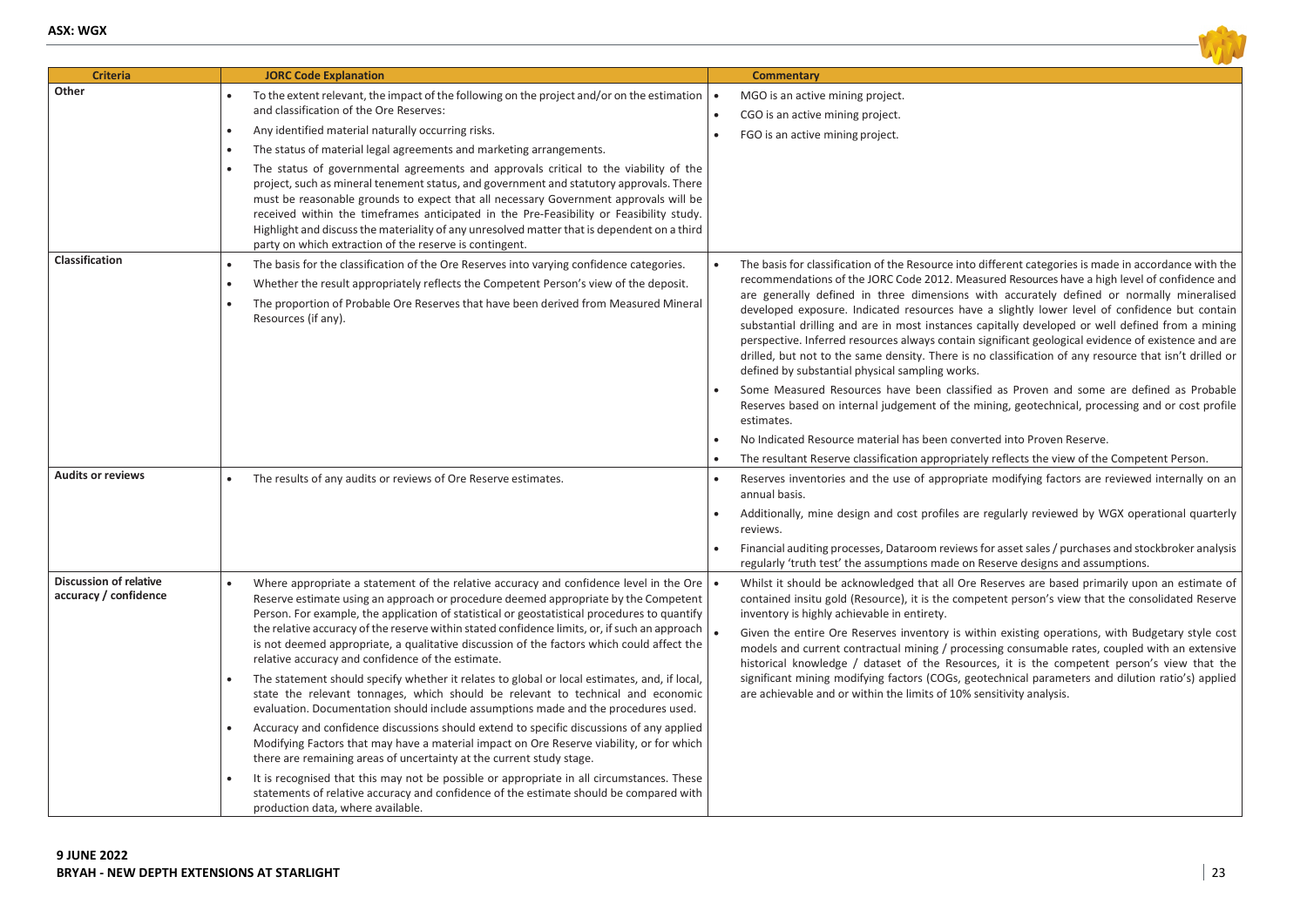| Criteria | JORC Code Explanation | Commentary |
|---|---|---|
| **Other** | • To the extent relevant, the impact of the following on the project and/or on the estimation and classification of the Ore Reserves:<br>• Any identified material naturally occurring risks.<br>• The status of material legal agreements and marketing arrangements.<br>• The status of governmental agreements and approvals critical to the viability of the project, such as mineral tenement status, and government and statutory approvals. There must be reasonable grounds to expect that all necessary Government approvals will be received within the timeframes anticipated in the Pre-Feasibility or Feasibility study. Highlight and discuss the materiality of any unresolved matter that is dependent on a third party on which extraction of the reserve is contingent. | • MGO is an active mining project.<br>• CGO is an active mining project.<br>• FGO is an active mining project. |
| **Classification** | • The basis for the classification of the Ore Reserves into varying confidence categories.<br>• Whether the result appropriately reflects the Competent Person's view of the deposit.<br>• The proportion of Probable Ore Reserves that have been derived from Measured Mineral Resources (if any). | • The basis for classification of the Resource into different categories is made in accordance with the recommendations of the JORC Code 2012. Measured Resources have a high level of confidence and are generally defined in three dimensions with accurately defined or normally mineralised developed exposure. Indicated resources have a slightly lower level of confidence but contain substantial drilling and are in most instances capitally developed or well defined from a mining perspective. Inferred resources always contain significant geological evidence of existence and are drilled, but not to the same density. There is no classification of any resource that isn't drilled or defined by substantial physical sampling works.<br>• Some Measured Resources have been classified as Proven and some are defined as Probable Reserves based on internal judgement of the mining, geotechnical, processing and or cost profile estimates.<br>• No Indicated Resource material has been converted into Proven Reserve.<br>• The resultant Reserve classification appropriately reflects the view of the Competent Person. |
| **Audits or reviews** | • The results of any audits or reviews of Ore Reserve estimates. | • Reserves inventories and the use of appropriate modifying factors are reviewed internally on an annual basis.<br>• Additionally, mine design and cost profiles are regularly reviewed by WGX operational quarterly reviews.<br>• Financial auditing processes, Dataroom reviews for asset sales / purchases and stockbroker analysis regularly 'truth test' the assumptions made on Reserve designs and assumptions. |
| **Discussion of relative accuracy / confidence** | • Where appropriate a statement of the relative accuracy and confidence level in the Ore Reserve estimate using an approach or procedure deemed appropriate by the Competent Person. For example, the application of statistical or geostatistical procedures to quantify the relative accuracy of the reserve within stated confidence limits, or, if such an approach is not deemed appropriate, a qualitative discussion of the factors which could affect the relative accuracy and confidence of the estimate.<br>• The statement should specify whether it relates to global or local estimates, and, if local, state the relevant tonnages, which should be relevant to technical and economic evaluation. Documentation should include assumptions made and the procedures used.<br>• Accuracy and confidence discussions should extend to specific discussions of any applied Modifying Factors that may have a material impact on Ore Reserve viability, or for which there are remaining areas of uncertainty at the current study stage.<br>• It is recognised that this may not be possible or appropriate in all circumstances. These statements of relative accuracy and confidence of the estimate should be compared with production data, where available. | • Whilst it should be acknowledged that all Ore Reserves are based primarily upon an estimate of contained insitu gold (Resource), it is the competent person's view that the consolidated Reserve inventory is highly achievable in entirety.<br>• Given the entire Ore Reserves inventory is within existing operations, with Budgetary style cost models and current contractual mining / processing consumable rates, coupled with an extensive historical knowledge / dataset of the Resources, it is the competent person's view that the significant mining modifying factors (COGs, geotechnical parameters and dilution ratio's) applied are achievable and or within the limits of 10% sensitivity analysis. |

**9 JUNE 2022**
**BRYAH - NEW DEPTH EXTENSIONS AT STARLIGHT**